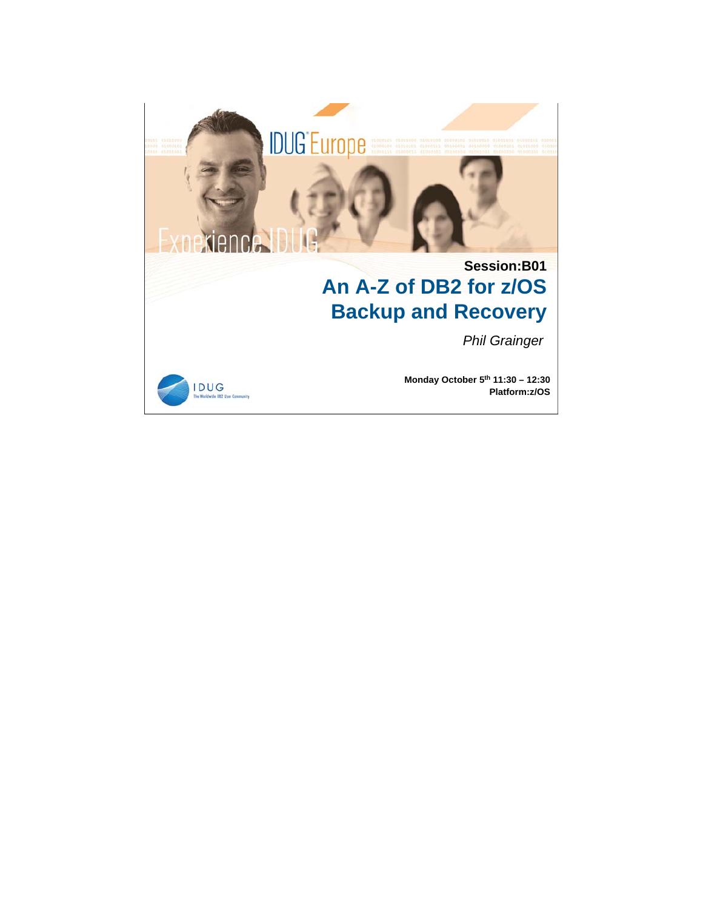IDUG Europe

Experience IDUG

Session:B01

# An A-Z of DB2 for z/OS Backup and Recovery

*Phil Grainger*

**Monday October 5th 11:30 – 12:30**

**Platform:z/OS**

IDUG
The Worldwide DB2 User Community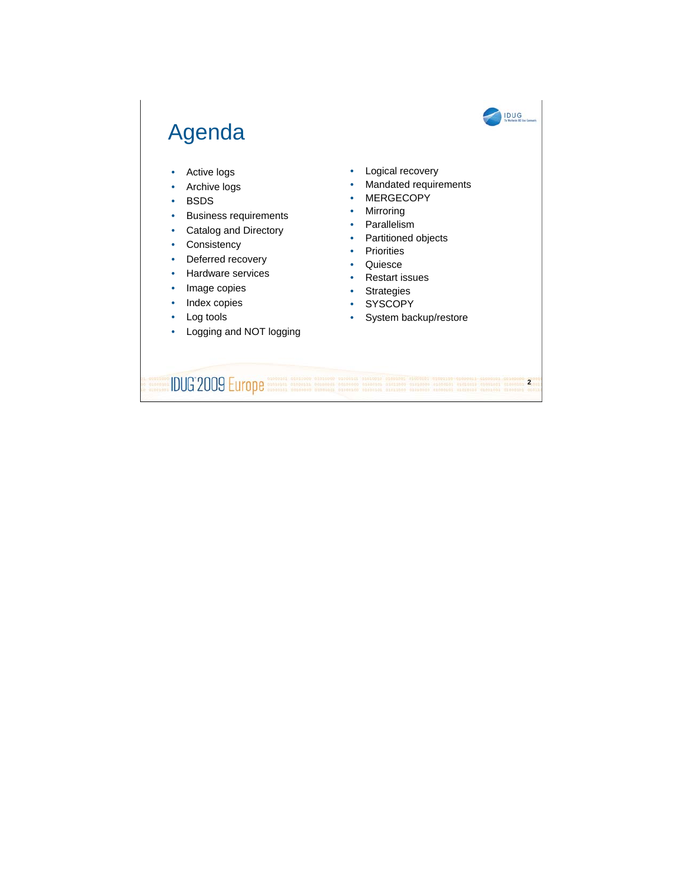# Agenda

- Active logs
- Archive logs
- BSDS
- Business requirements
- Catalog and Directory
- Consistency
- Deferred recovery
- Hardware services
- Image copies
- Index copies
- Log tools
- Logging and NOT logging
- Logical recovery
- Mandated requirements
- MERGECOPY
- Mirroring
- Parallelism
- Partitioned objects
- Priorities
- Quiesce
- Restart issues
- Strategies
- SYSCOPY
- System backup/restore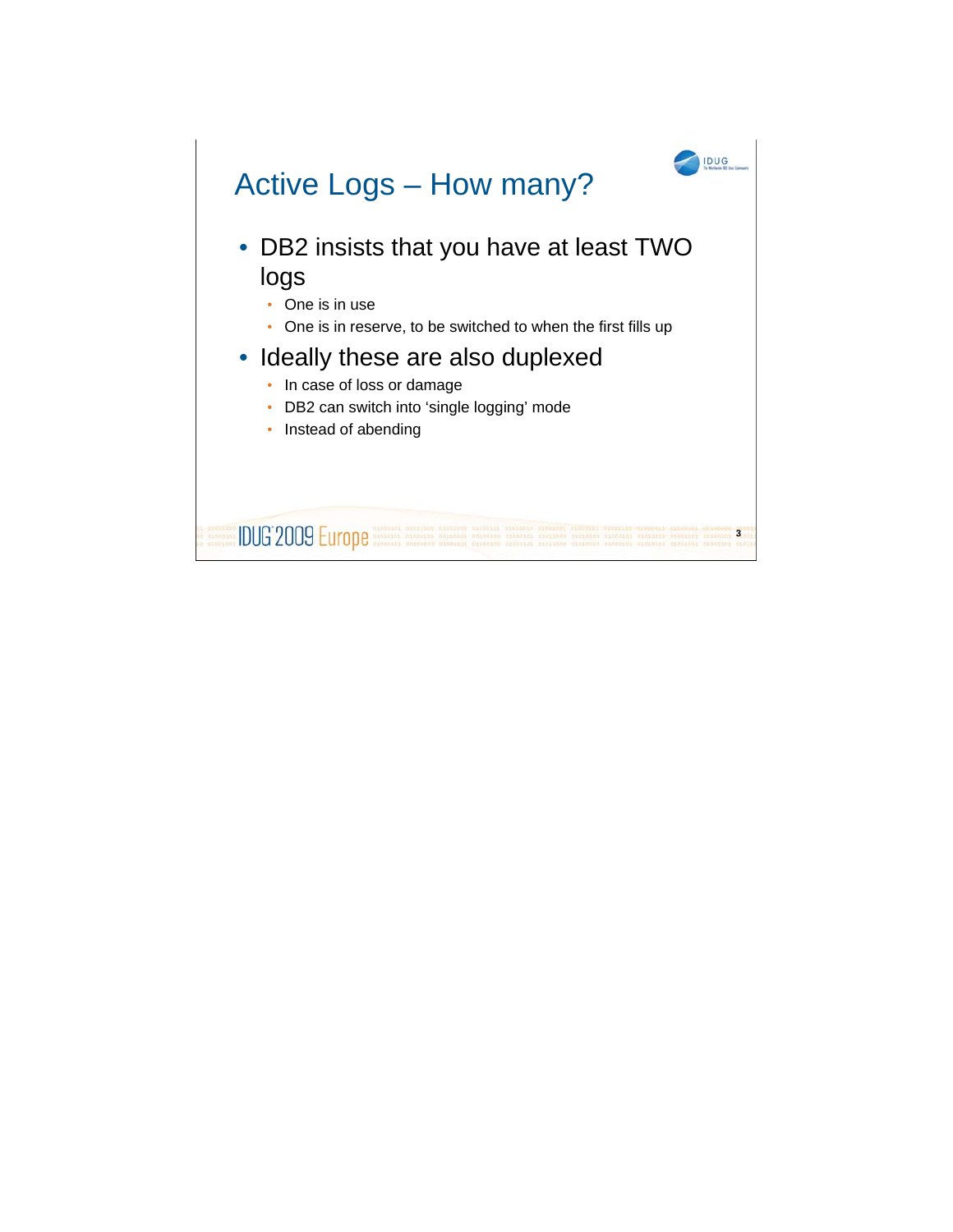# Active Logs – How many?

- DB2 insists that you have at least TWO logs
  - One is in use
  - One is in reserve, to be switched to when the first fills up
- Ideally these are also duplexed
  - In case of loss or damage
  - DB2 can switch into 'single logging' mode
  - Instead of abending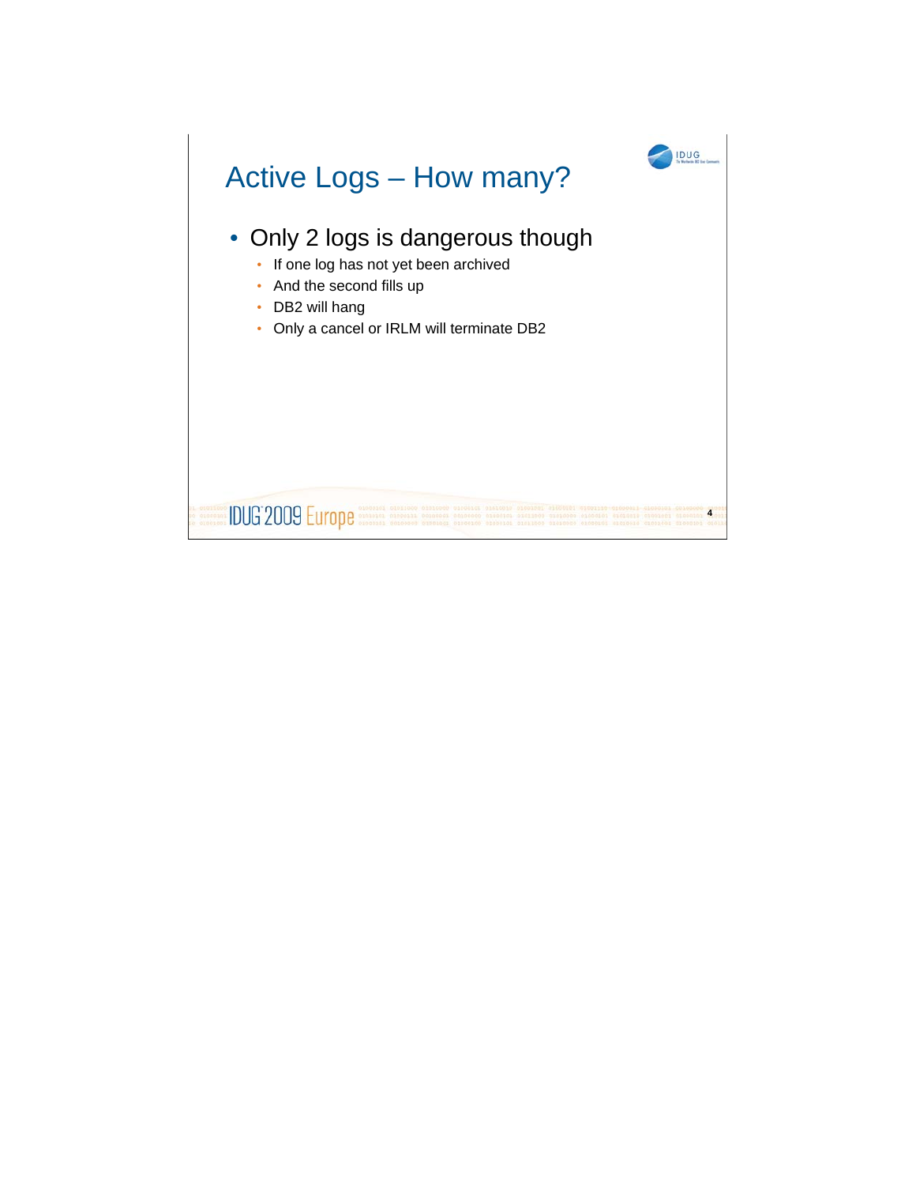# Active Logs – How many?

- Only 2 logs is dangerous though
  - If one log has not yet been archived
  - And the second fills up
  - DB2 will hang
  - Only a cancel or IRLM will terminate DB2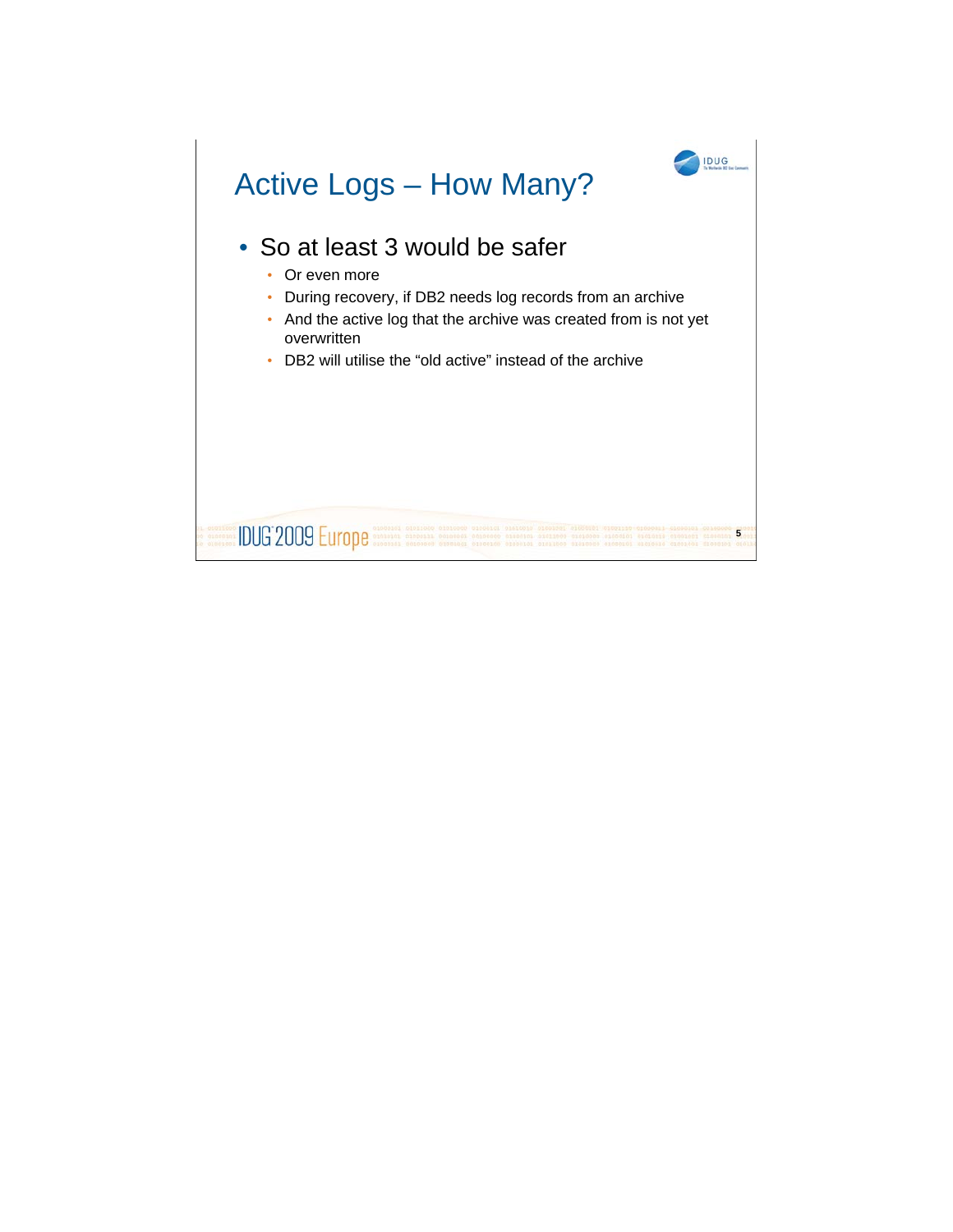# Active Logs – How Many?

- So at least 3 would be safer
  - Or even more
  - During recovery, if DB2 needs log records from an archive
  - And the active log that the archive was created from is not yet overwritten
  - DB2 will utilise the "old active" instead of the archive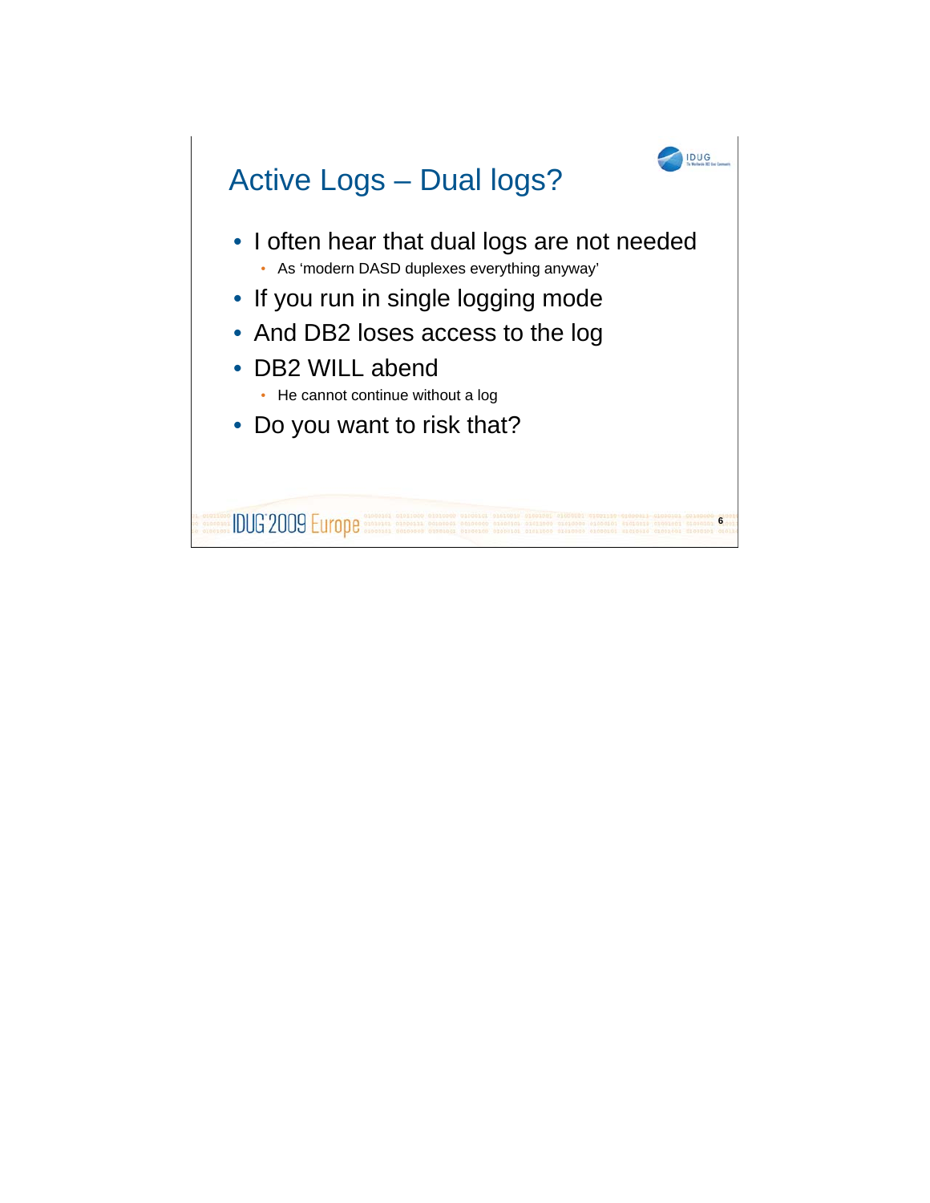# Active Logs – Dual logs?

- I often hear that dual logs are not needed
  - As 'modern DASD duplexes everything anyway'
- If you run in single logging mode
- And DB2 loses access to the log
- DB2 WILL abend
  - He cannot continue without a log
- Do you want to risk that?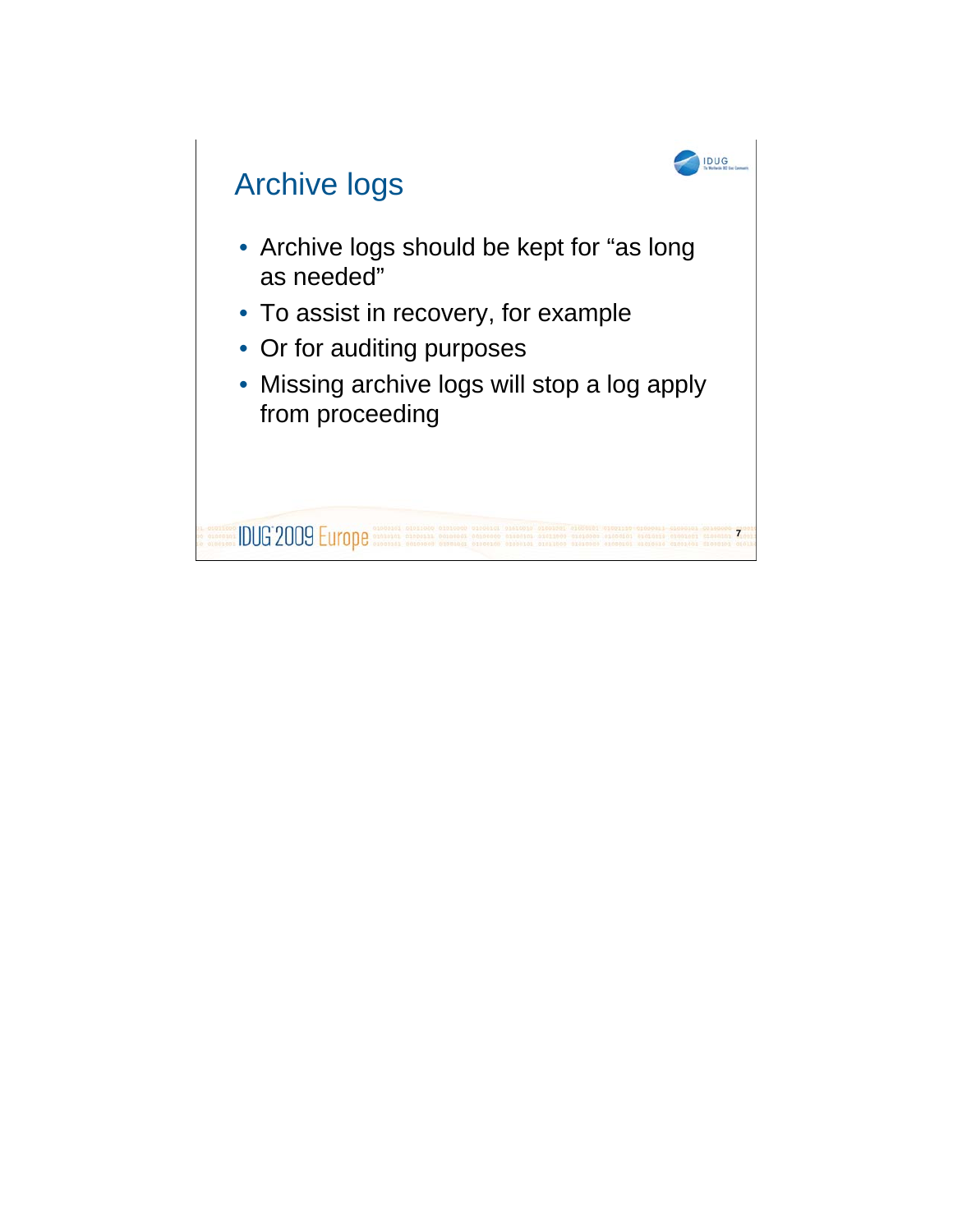# Archive logs

- Archive logs should be kept for “as long as needed”
- To assist in recovery, for example
- Or for auditing purposes
- Missing archive logs will stop a log apply from proceeding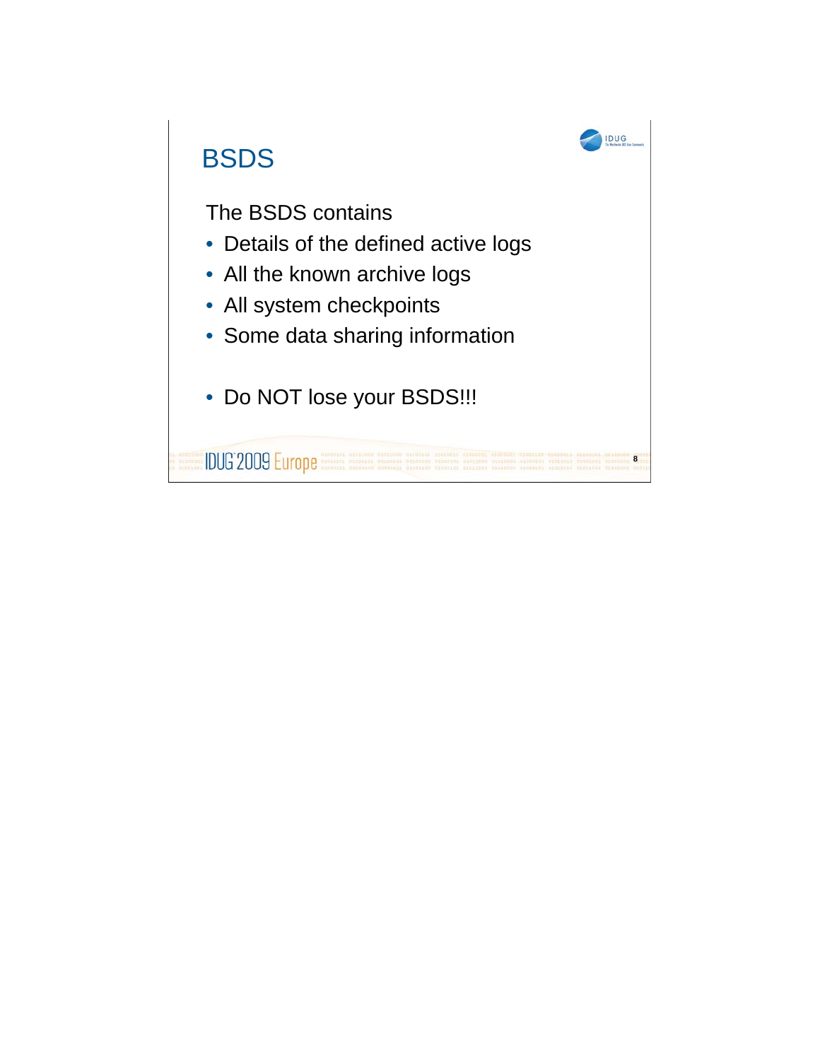# BSDS

The BSDS contains

- Details of the defined active logs
- All the known archive logs
- All system checkpoints
- Some data sharing information

- Do NOT lose your BSDS!!!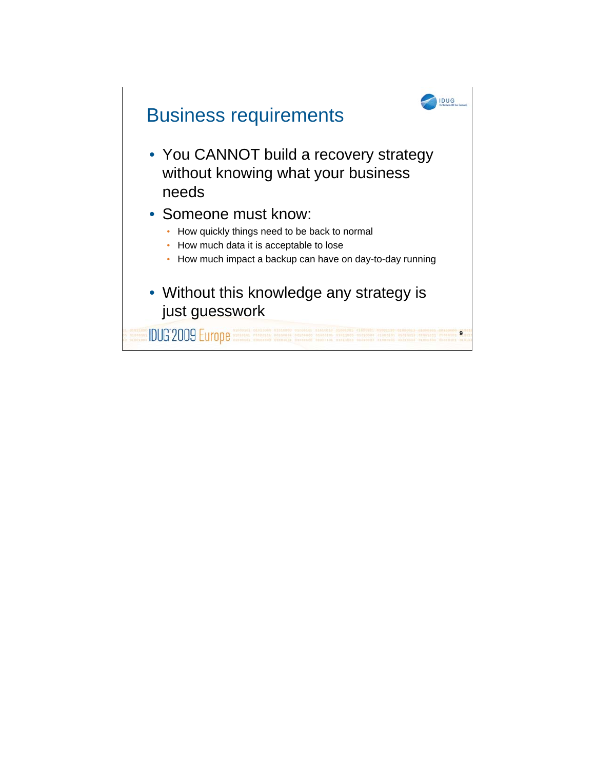# Business requirements

- You CANNOT build a recovery strategy without knowing what your business needs
- Someone must know:
  - How quickly things need to be back to normal
  - How much data it is acceptable to lose
  - How much impact a backup can have on day-to-day running
- Without this knowledge any strategy is just guesswork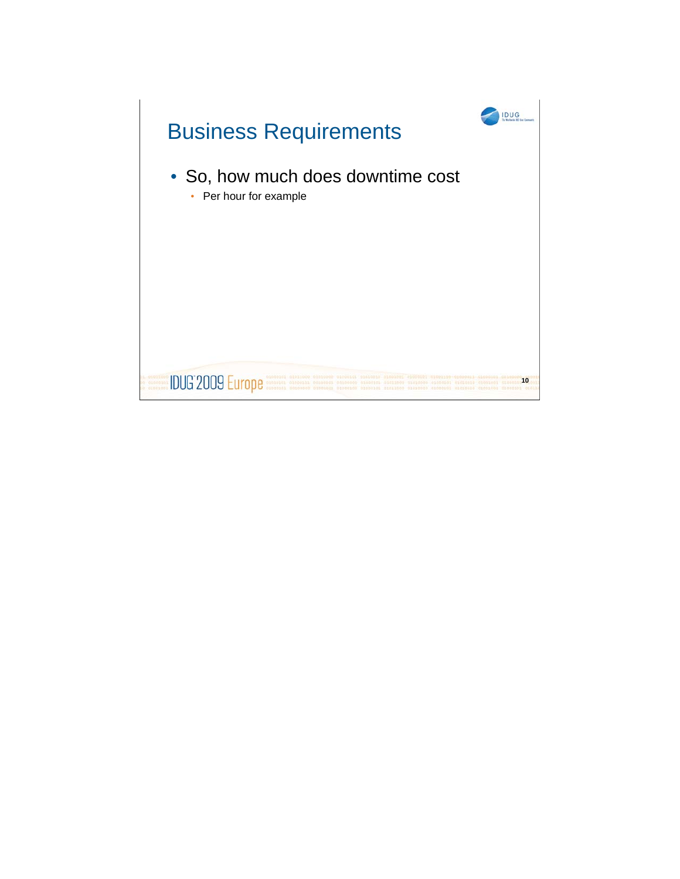# Business Requirements

- So, how much does downtime cost
  - Per hour for example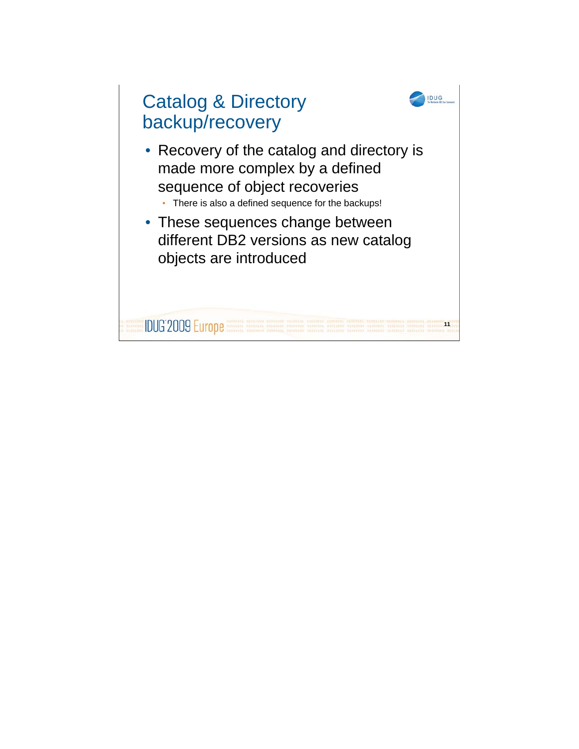# Catalog & Directory backup/recovery

- Recovery of the catalog and directory is made more complex by a defined sequence of object recoveries
  - There is also a defined sequence for the backups!
- These sequences change between different DB2 versions as new catalog objects are introduced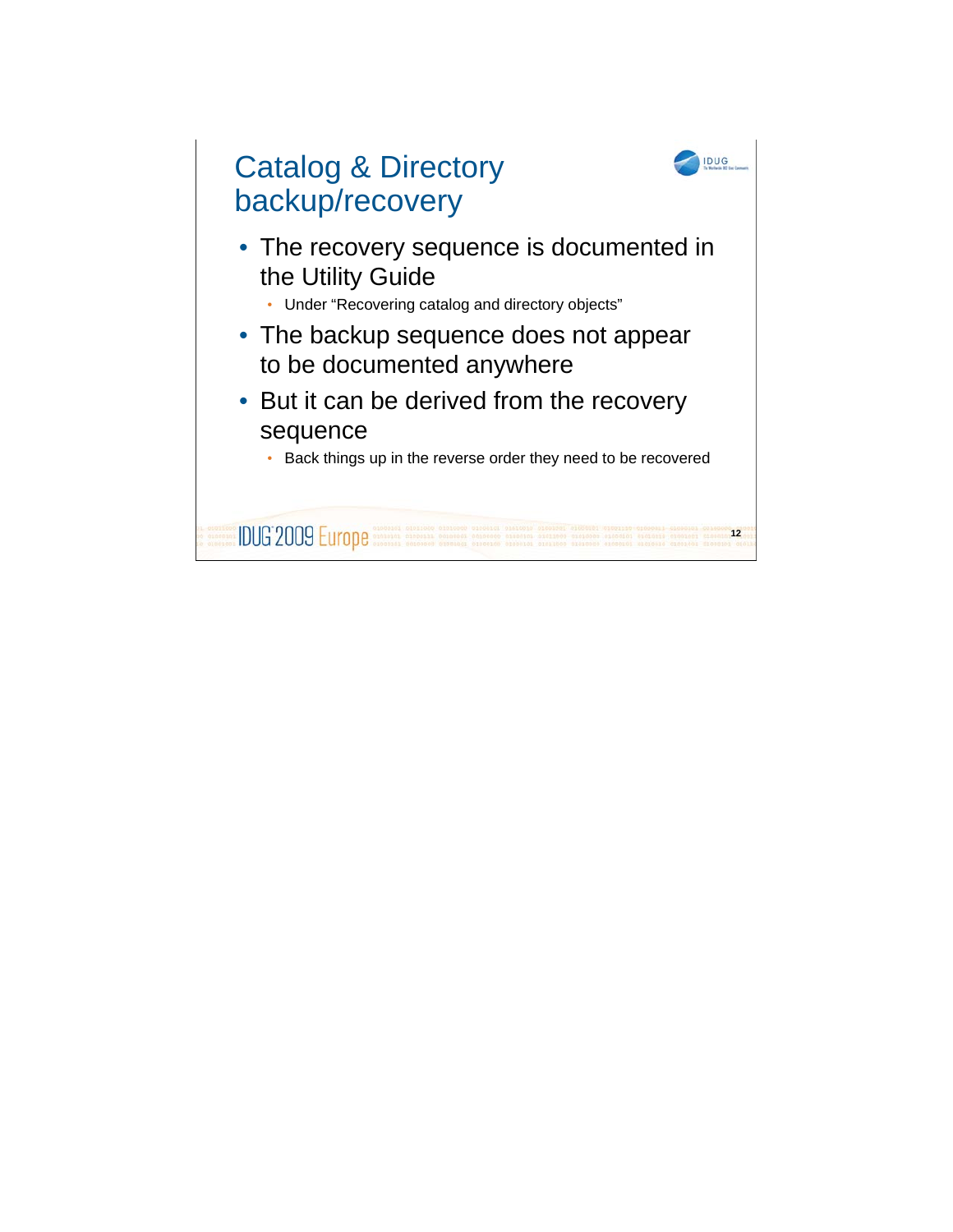# Catalog & Directory backup/recovery

- The recovery sequence is documented in the Utility Guide
  - Under “Recovering catalog and directory objects”
- The backup sequence does not appear to be documented anywhere
- But it can be derived from the recovery sequence
  - Back things up in the reverse order they need to be recovered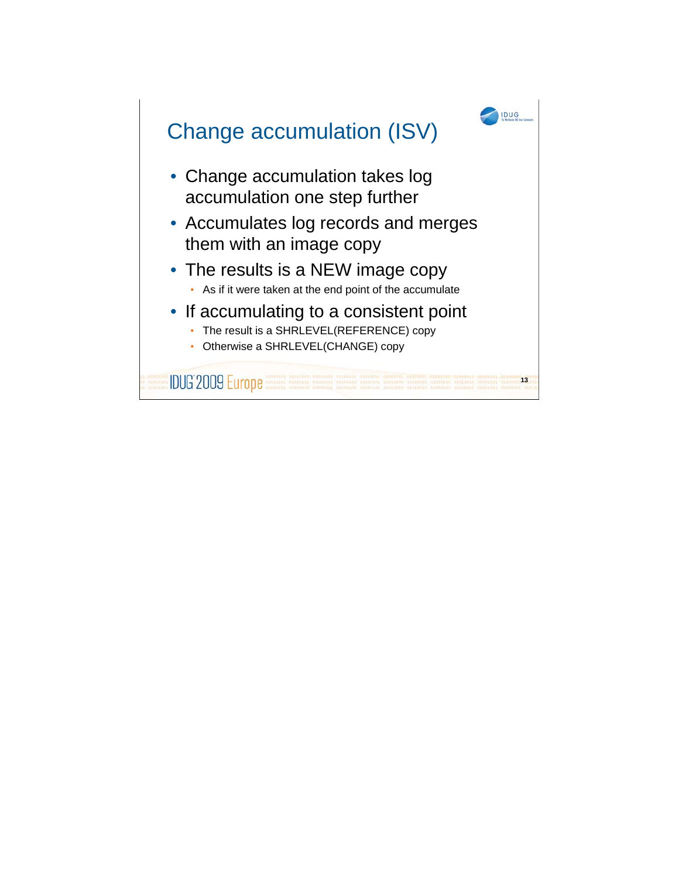# Change accumulation (ISV)

- Change accumulation takes log accumulation one step further
- Accumulates log records and merges them with an image copy
- The results is a NEW image copy
  - As if it were taken at the end point of the accumulate
- If accumulating to a consistent point
  - The result is a SHRLEVEL(REFERENCE) copy
  - Otherwise a SHRLEVEL(CHANGE) copy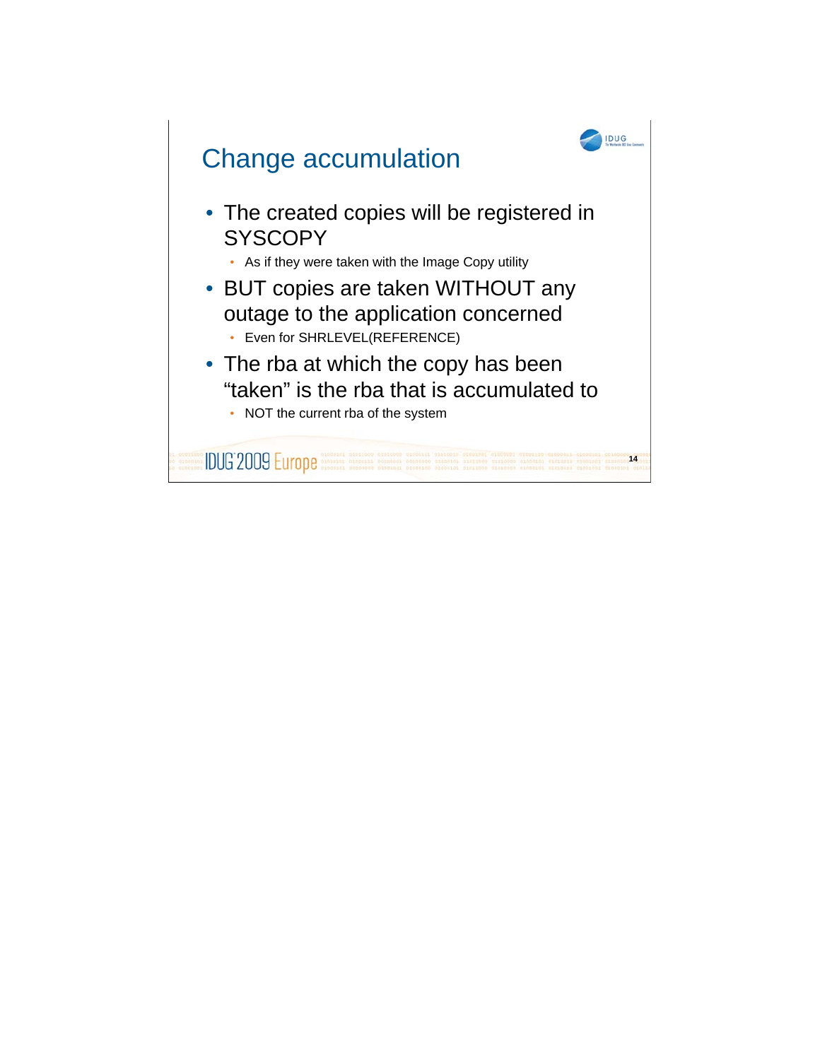# Change accumulation

- The created copies will be registered in SYSCOPY
  - As if they were taken with the Image Copy utility
- BUT copies are taken WITHOUT any outage to the application concerned
  - Even for SHRLEVEL(REFERENCE)
- The rba at which the copy has been “taken” is the rba that is accumulated to
  - NOT the current rba of the system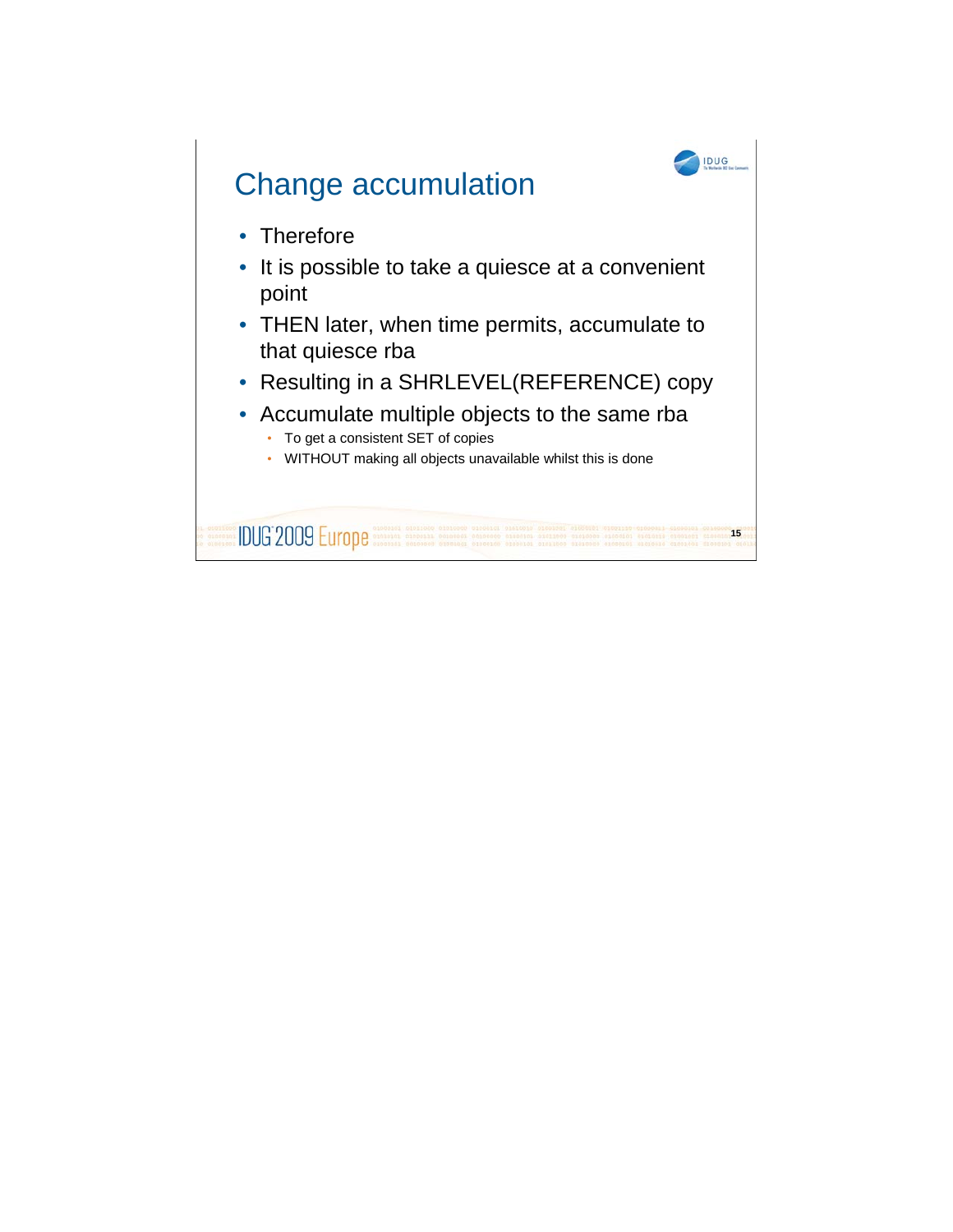# Change accumulation

- Therefore
- It is possible to take a quiesce at a convenient point
- THEN later, when time permits, accumulate to that quiesce rba
- Resulting in a SHRLEVEL(REFERENCE) copy
- Accumulate multiple objects to the same rba
  - To get a consistent SET of copies
  - WITHOUT making all objects unavailable whilst this is done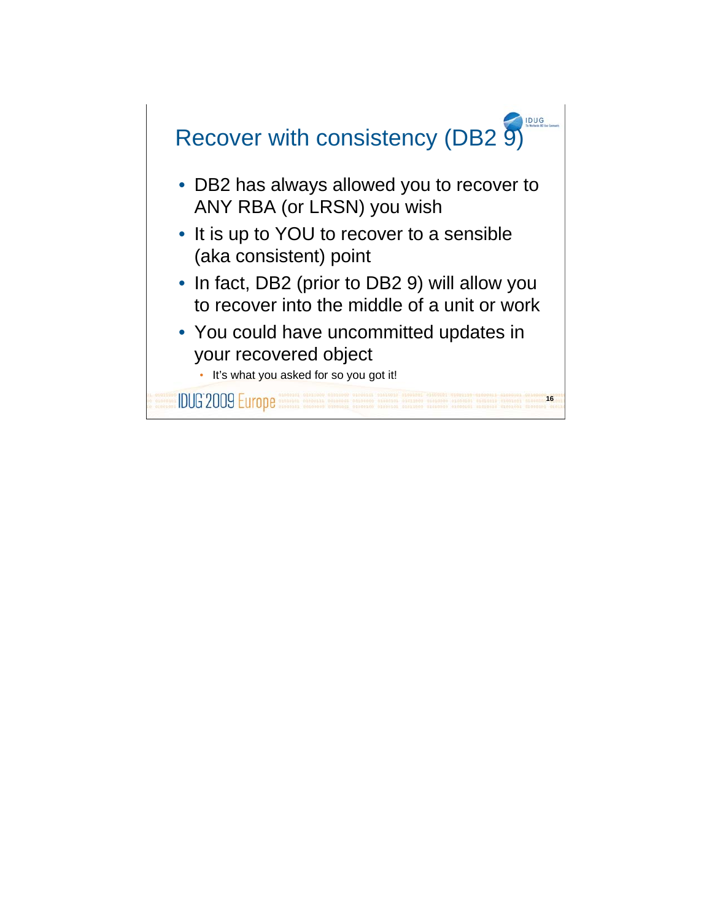# Recover with consistency (DB2 9)

- DB2 has always allowed you to recover to ANY RBA (or LRSN) you wish
- It is up to YOU to recover to a sensible (aka consistent) point
- In fact, DB2 (prior to DB2 9) will allow you to recover into the middle of a unit or work
- You could have uncommitted updates in your recovered object
  - It's what you asked for so you got it!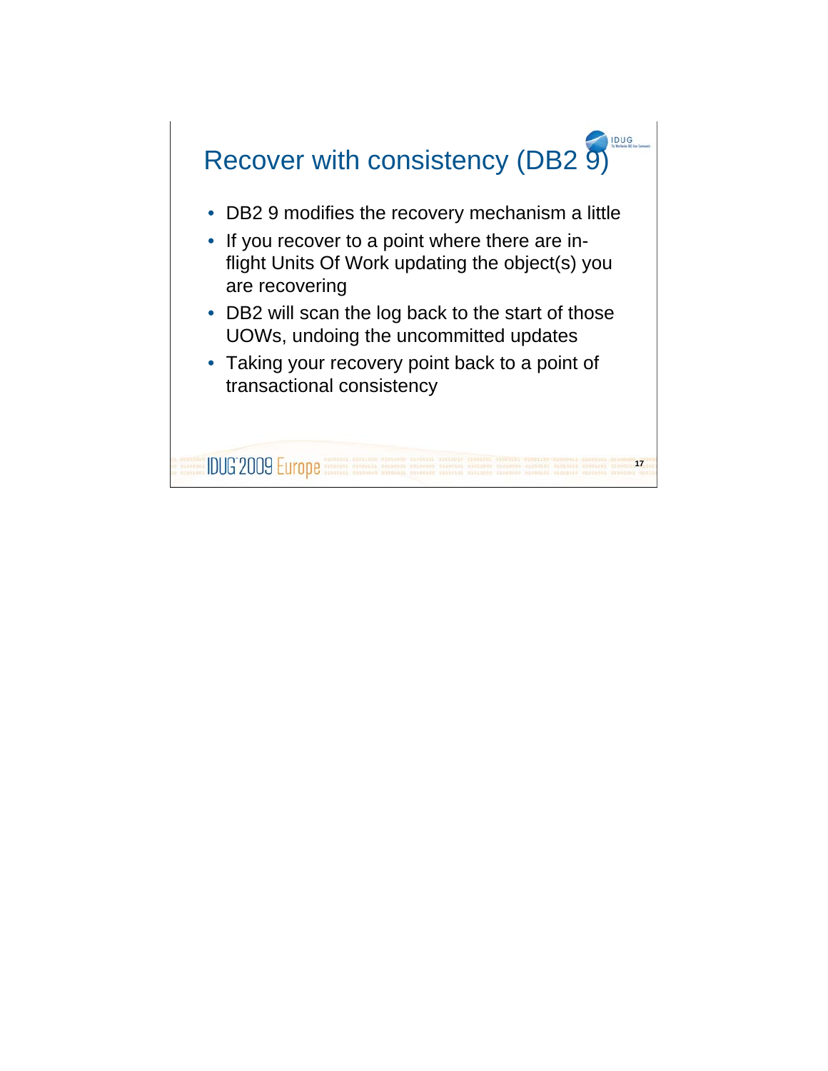# Recover with consistency (DB2 9)

- DB2 9 modifies the recovery mechanism a little
- If you recover to a point where there are in-flight Units Of Work updating the object(s) you are recovering
- DB2 will scan the log back to the start of those UOWs, undoing the uncommitted updates
- Taking your recovery point back to a point of transactional consistency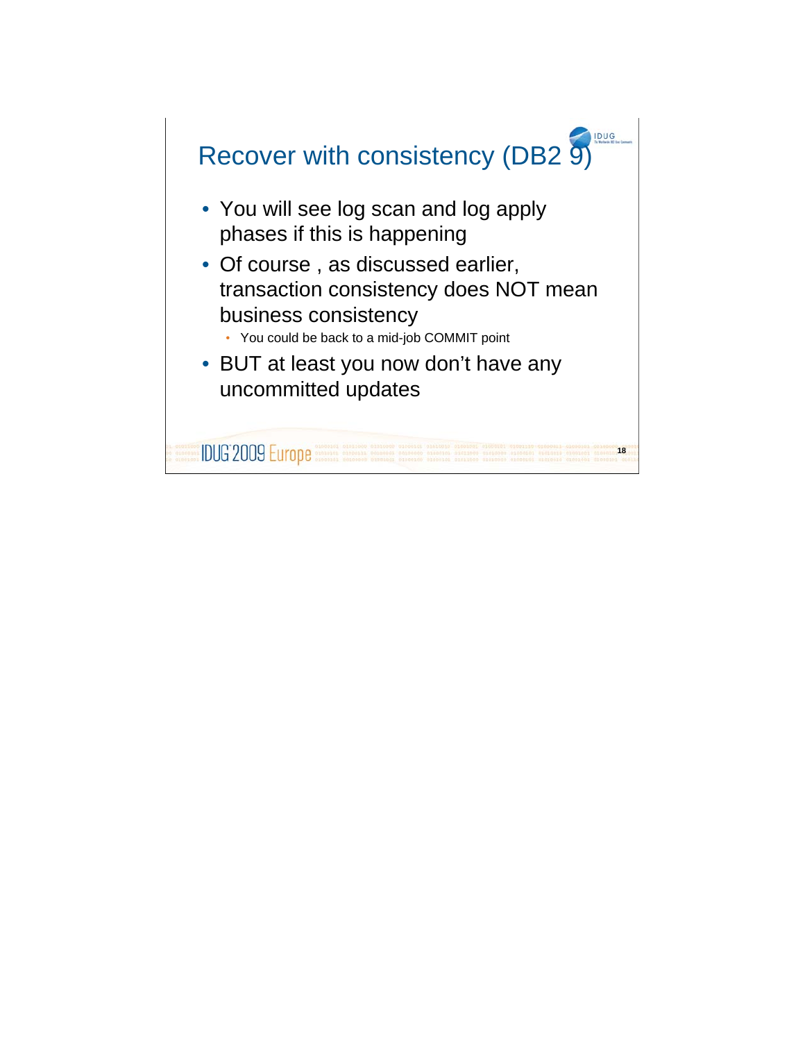# Recover with consistency (DB2 9)

- You will see log scan and log apply phases if this is happening
- Of course , as discussed earlier, transaction consistency does NOT mean business consistency
  - You could be back to a mid-job COMMIT point
- BUT at least you now don't have any uncommitted updates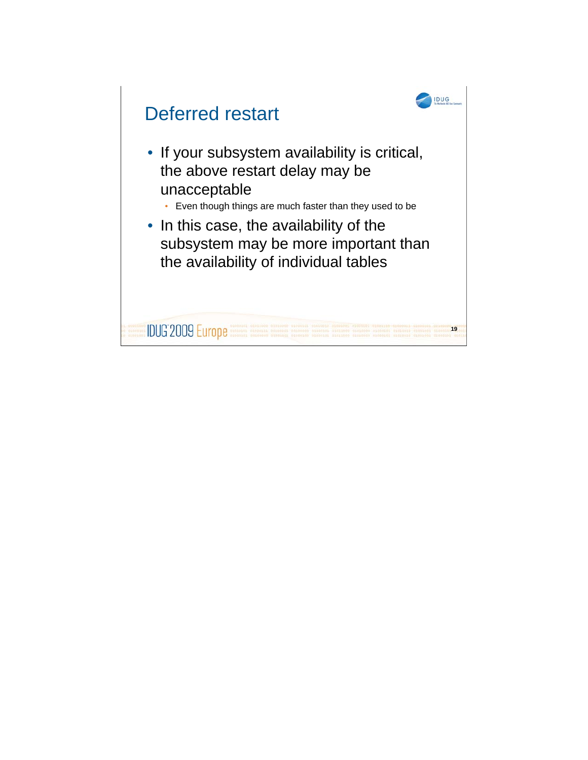# Deferred restart

- If your subsystem availability is critical, the above restart delay may be unacceptable
  - Even though things are much faster than they used to be
- In this case, the availability of the subsystem may be more important than the availability of individual tables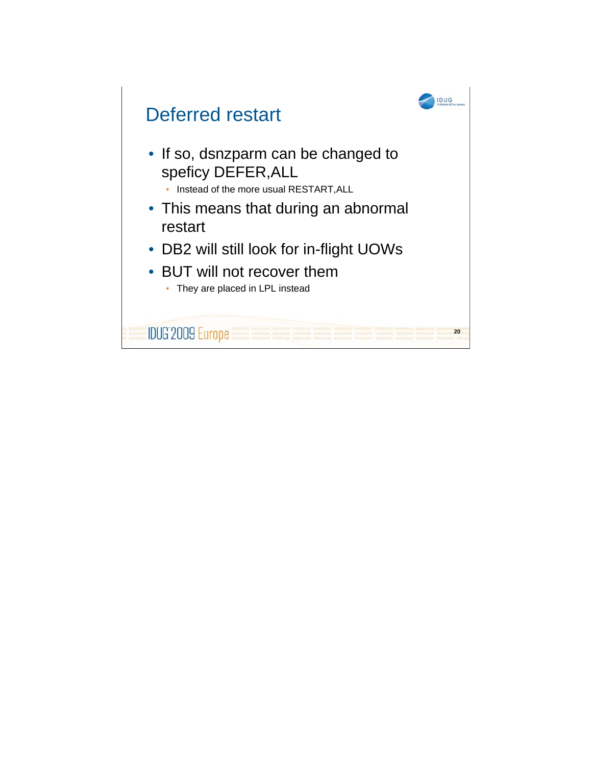# Deferred restart

- If so, dsnzparm can be changed to speficy DEFER,ALL
  - Instead of the more usual RESTART,ALL
- This means that during an abnormal restart
- DB2 will still look for in-flight UOWs
- BUT will not recover them
  - They are placed in LPL instead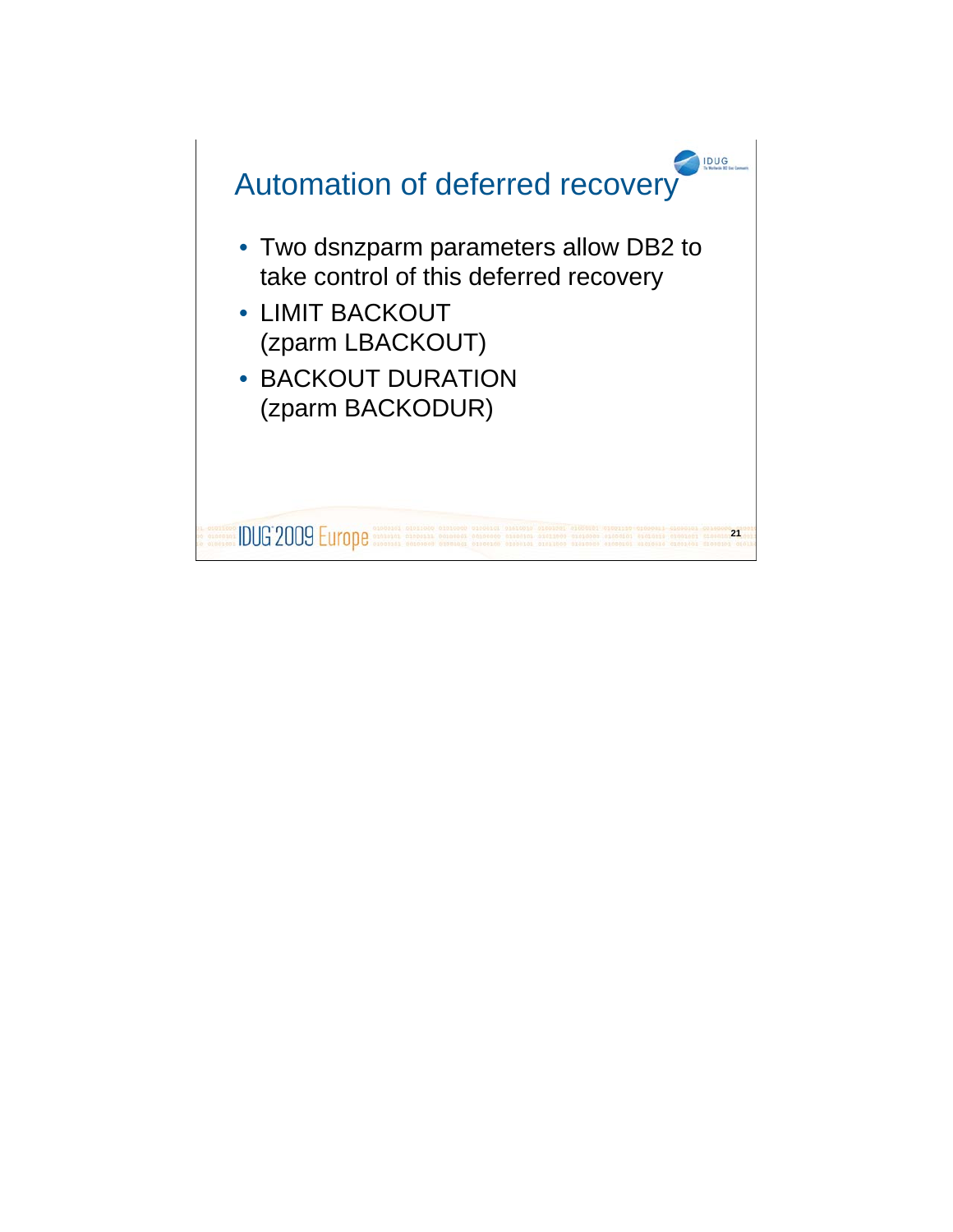# Automation of deferred recovery

- Two dsnzparm parameters allow DB2 to take control of this deferred recovery
- LIMIT BACKOUT (zparm LBACKOUT)
- BACKOUT DURATION (zparm BACKODUR)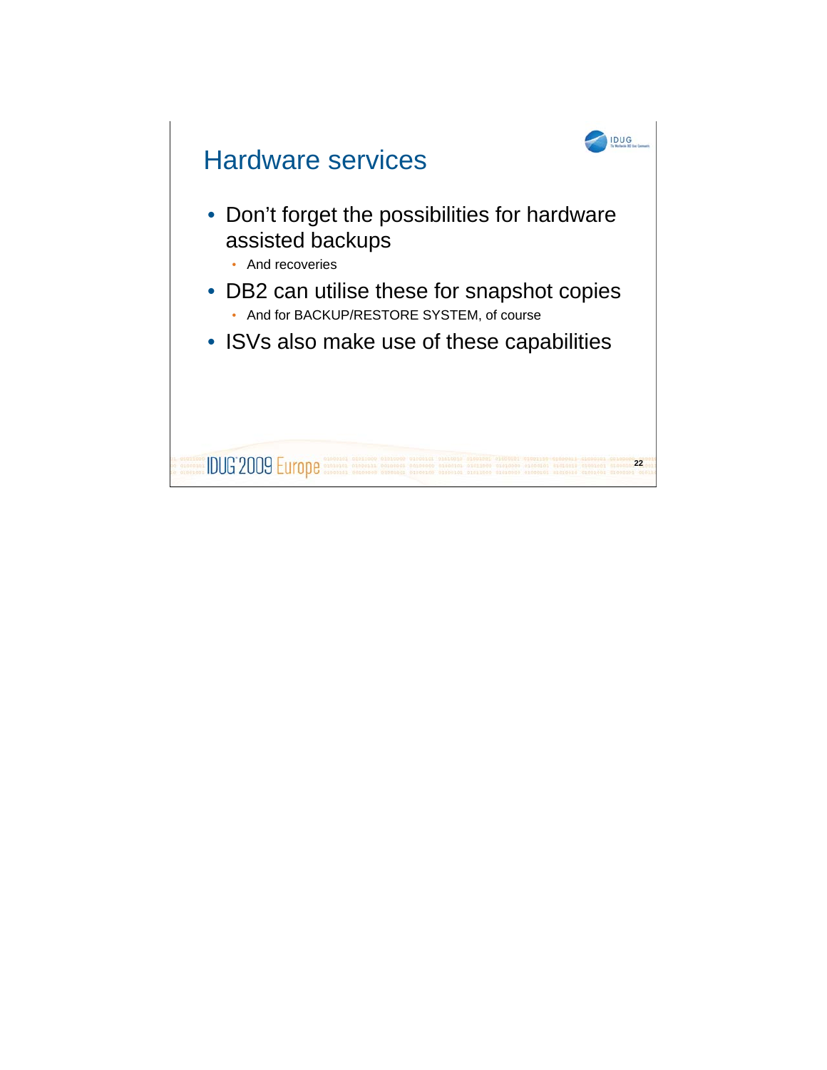# Hardware services

- Don't forget the possibilities for hardware assisted backups
  - And recoveries
- DB2 can utilise these for snapshot copies
  - And for BACKUP/RESTORE SYSTEM, of course
- ISVs also make use of these capabilities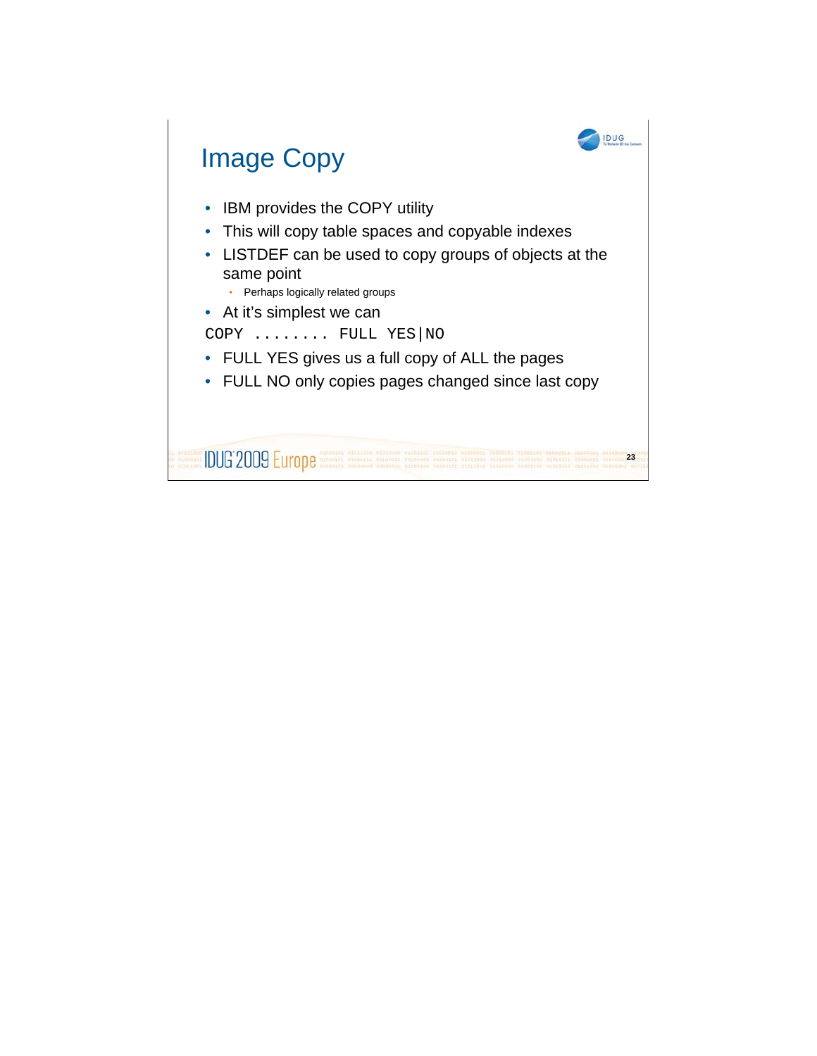# Image Copy

- IBM provides the COPY utility
- This will copy table spaces and copyable indexes
- LISTDEF can be used to copy groups of objects at the same point
  - Perhaps logically related groups
- At it's simplest we can

```
COPY ........ FULL YES|NO
```

- FULL YES gives us a full copy of ALL the pages
- FULL NO only copies pages changed since last copy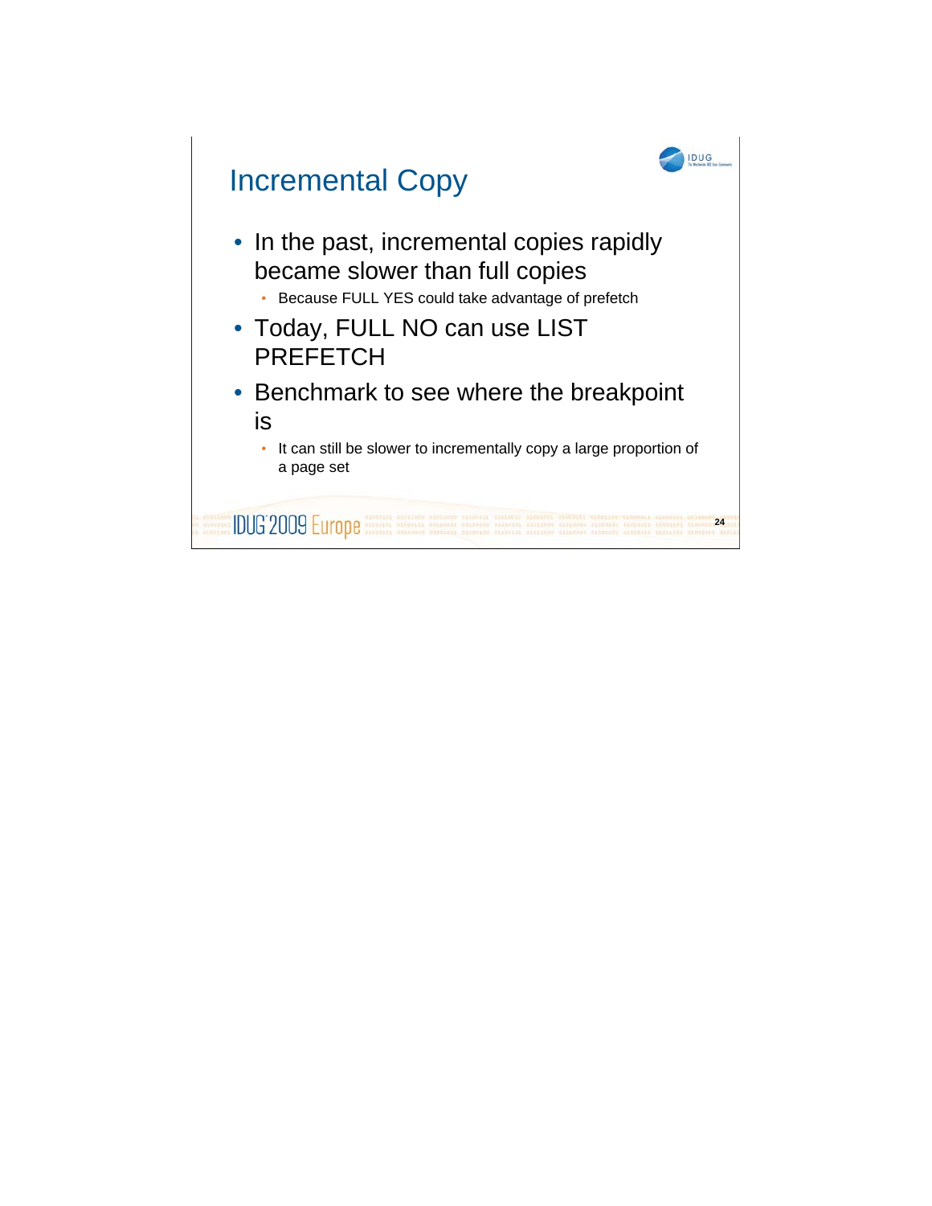# Incremental Copy

- In the past, incremental copies rapidly became slower than full copies
  - Because FULL YES could take advantage of prefetch
- Today, FULL NO can use LIST PREFETCH
- Benchmark to see where the breakpoint is
  - It can still be slower to incrementally copy a large proportion of a page set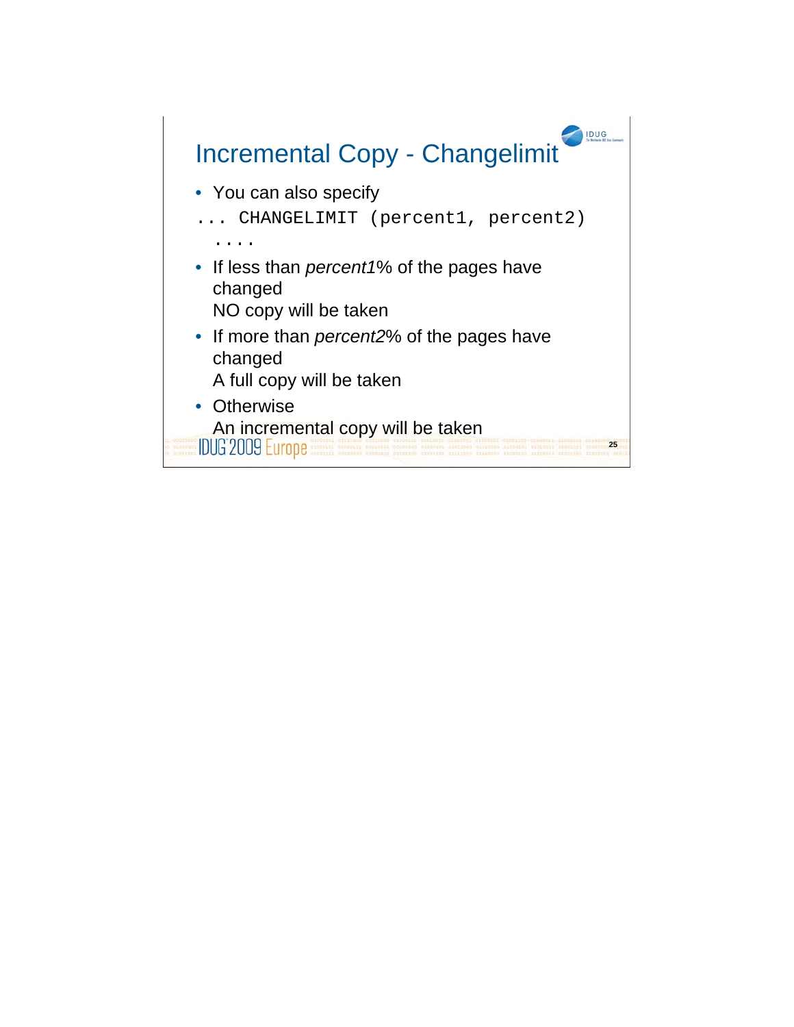# Incremental Copy - Changelimit

- You can also specify

```
... CHANGELIMIT (percent1, percent2)
  ....
```

- If less than *percent1*% of the pages have changed
  NO copy will be taken
- If more than *percent2*% of the pages have changed
  A full copy will be taken
- Otherwise
  An incremental copy will be taken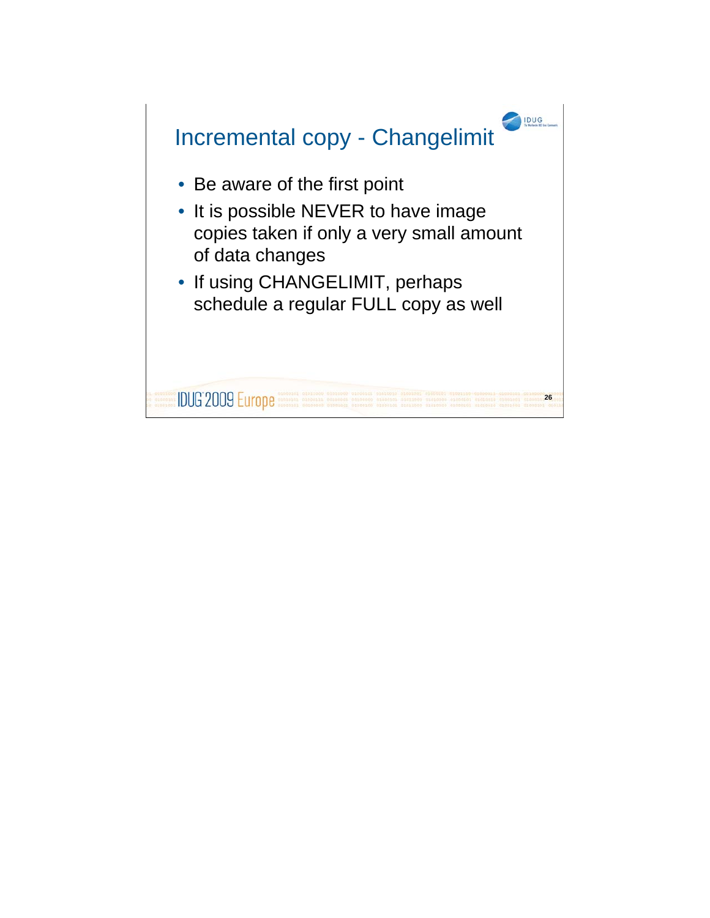# Incremental copy - Changelimit

- Be aware of the first point
- It is possible NEVER to have image copies taken if only a very small amount of data changes
- If using CHANGELIMIT, perhaps schedule a regular FULL copy as well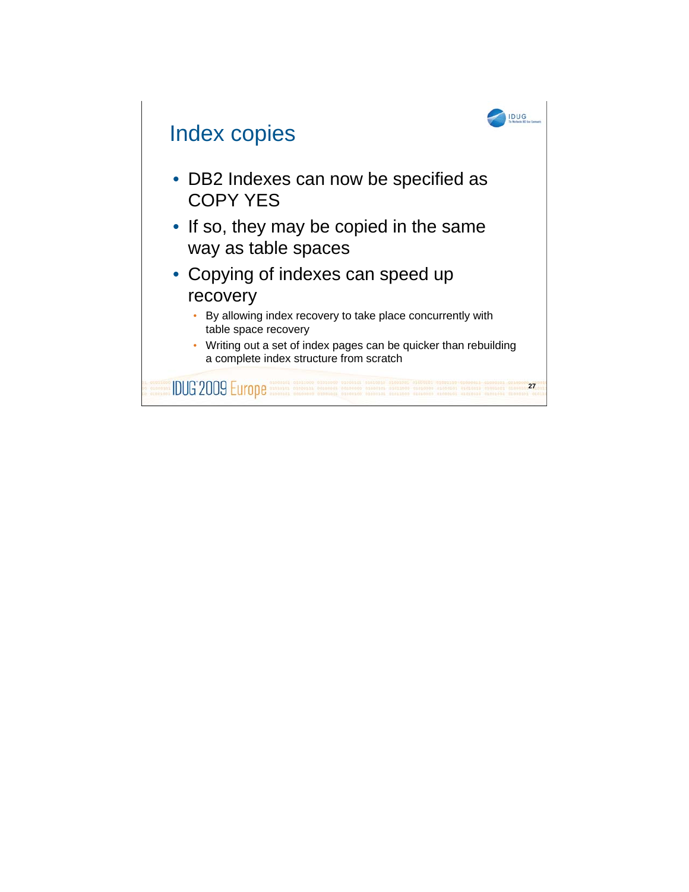# Index copies

- DB2 Indexes can now be specified as COPY YES
- If so, they may be copied in the same way as table spaces
- Copying of indexes can speed up recovery
  - By allowing index recovery to take place concurrently with table space recovery
  - Writing out a set of index pages can be quicker than rebuilding a complete index structure from scratch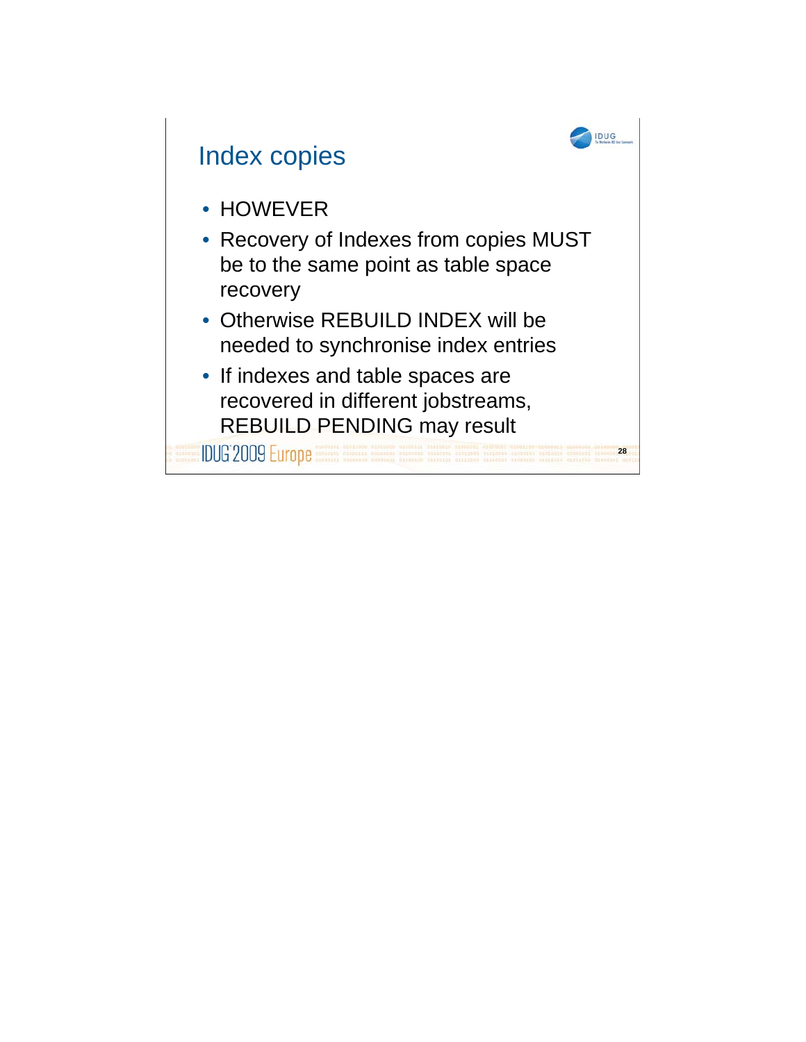# Index copies

- HOWEVER
- Recovery of Indexes from copies MUST be to the same point as table space recovery
- Otherwise REBUILD INDEX will be needed to synchronise index entries
- If indexes and table spaces are recovered in different jobstreams, REBUILD PENDING may result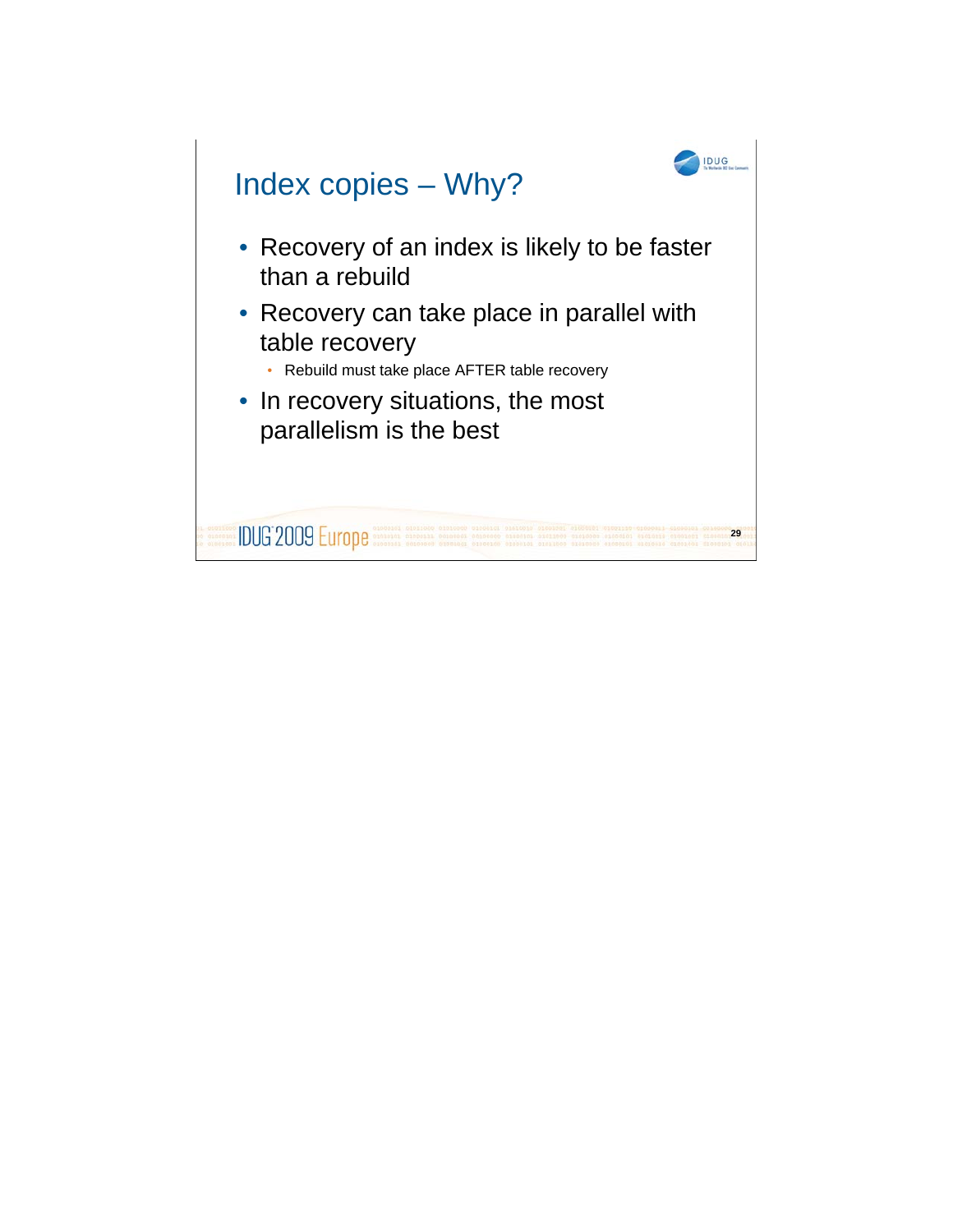# Index copies – Why?

- Recovery of an index is likely to be faster than a rebuild
- Recovery can take place in parallel with table recovery
  - Rebuild must take place AFTER table recovery
- In recovery situations, the most parallelism is the best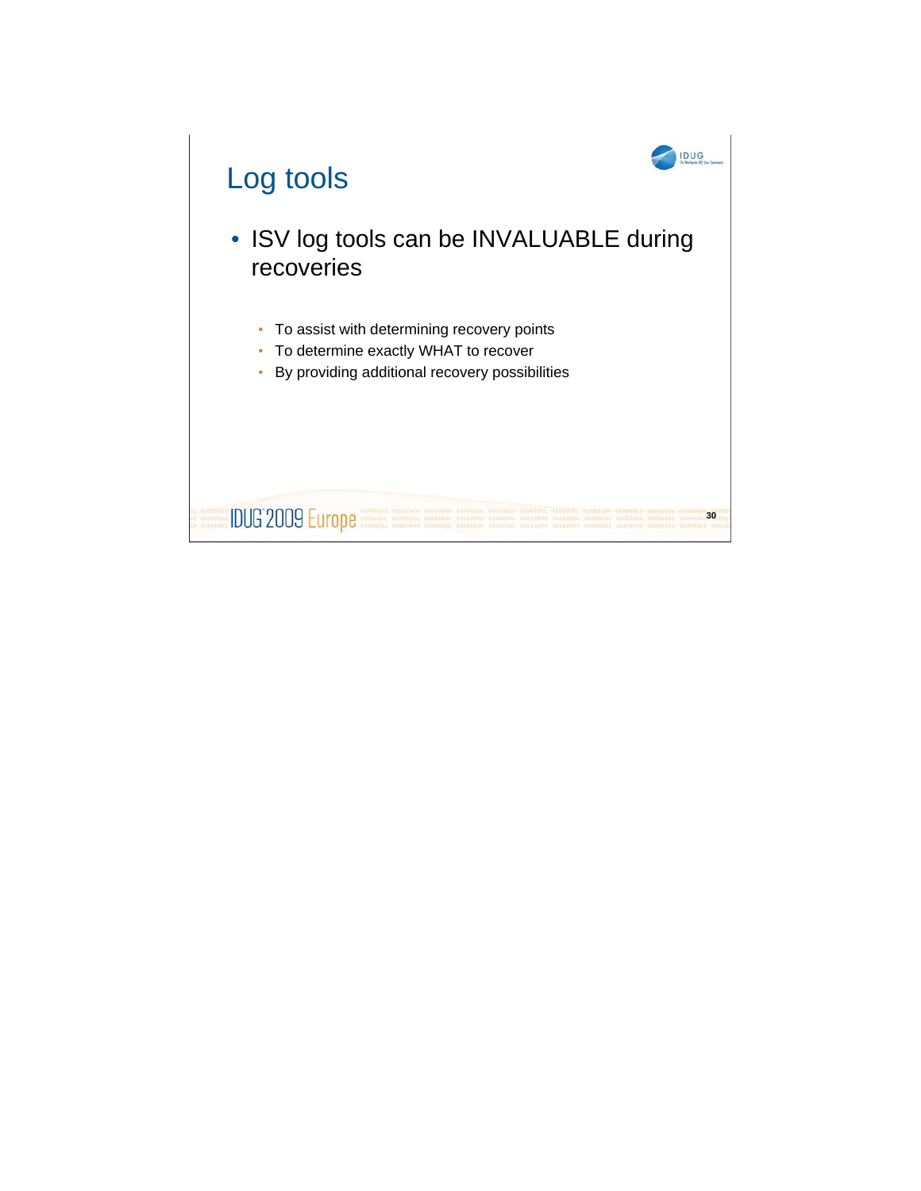# Log tools

- ISV log tools can be INVALUABLE during recoveries
  - To assist with determining recovery points
  - To determine exactly WHAT to recover
  - By providing additional recovery possibilities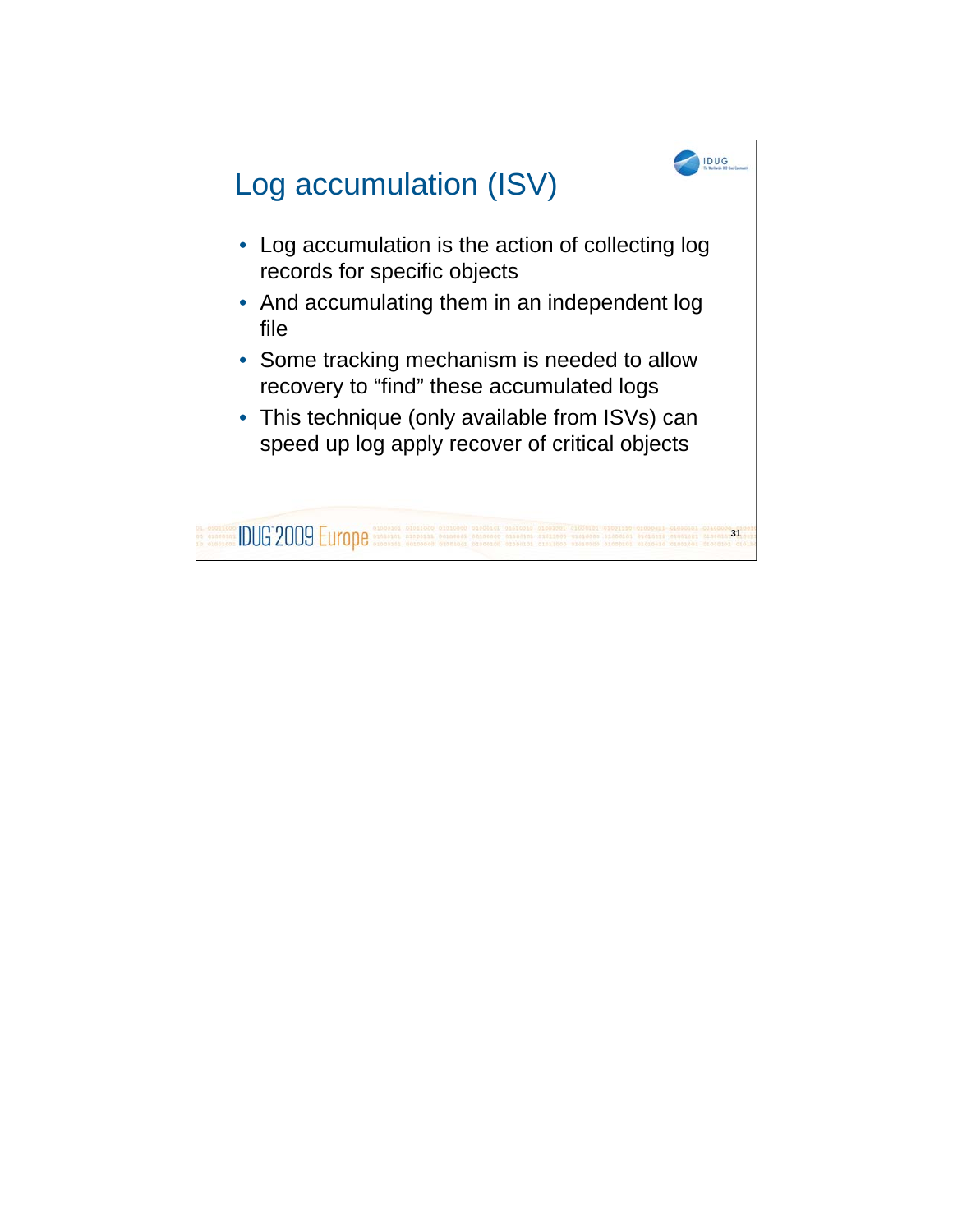# Log accumulation (ISV)

- Log accumulation is the action of collecting log records for specific objects
- And accumulating them in an independent log file
- Some tracking mechanism is needed to allow recovery to “find” these accumulated logs
- This technique (only available from ISVs) can speed up log apply recover of critical objects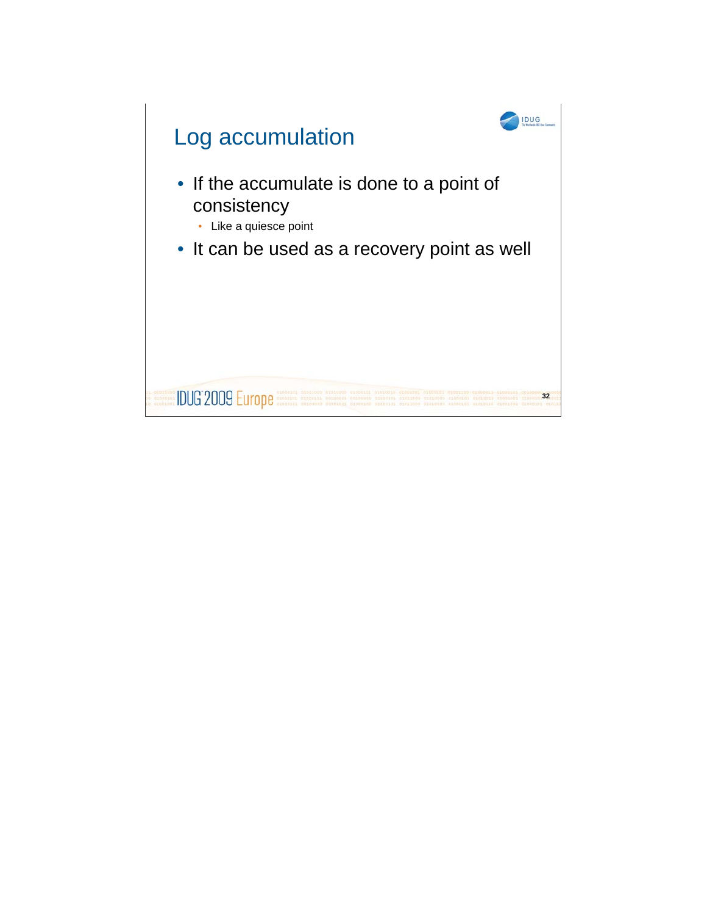# Log accumulation

- If the accumulate is done to a point of consistency
  - Like a quiesce point
- It can be used as a recovery point as well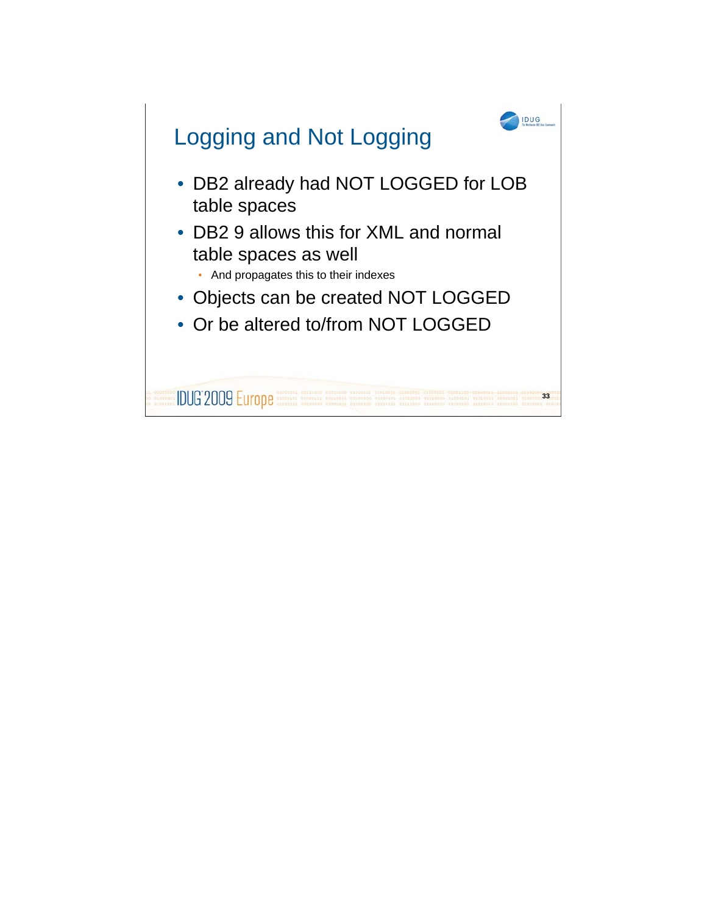# Logging and Not Logging

- DB2 already had NOT LOGGED for LOB table spaces
- DB2 9 allows this for XML and normal table spaces as well
  - And propagates this to their indexes
- Objects can be created NOT LOGGED
- Or be altered to/from NOT LOGGED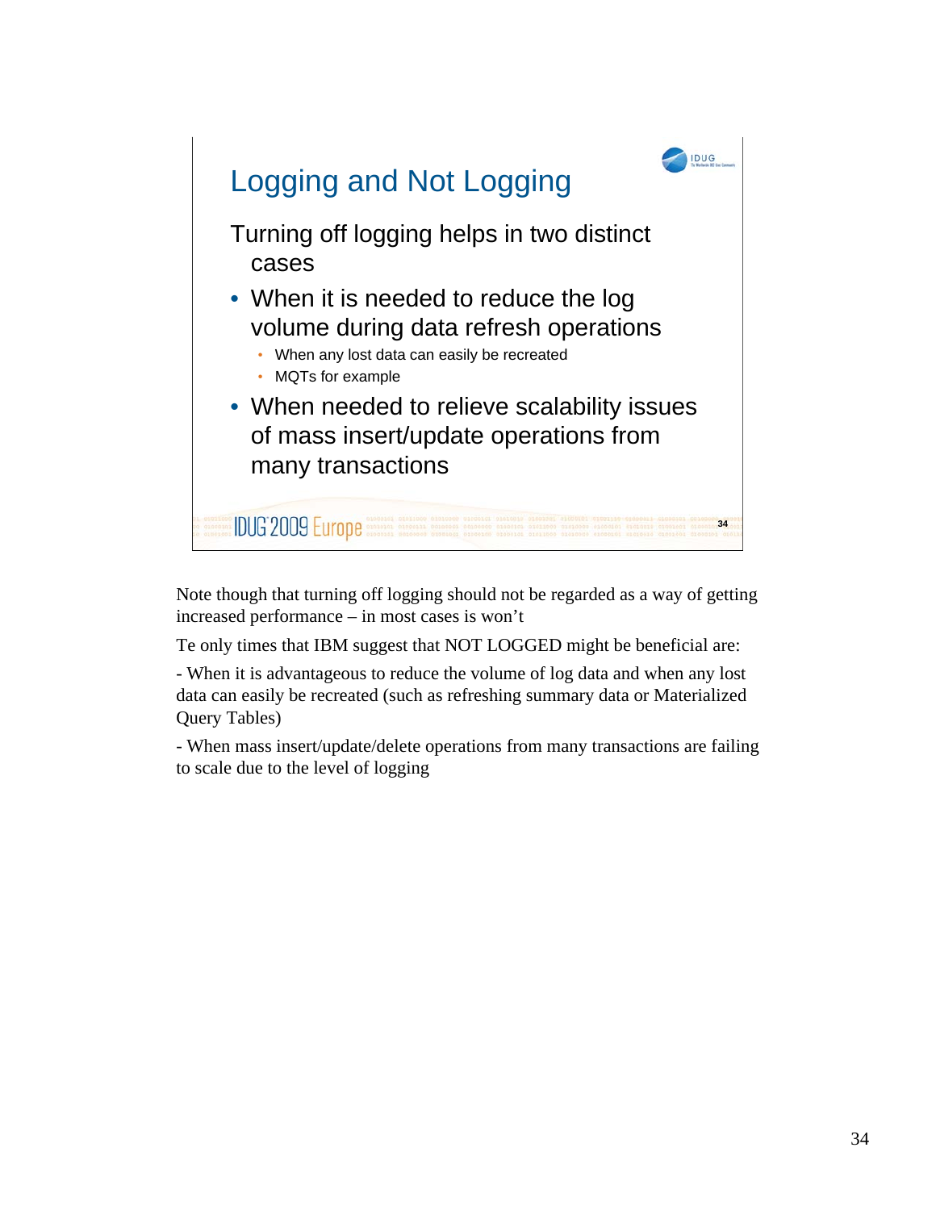## Logging and Not Logging

Turning off logging helps in two distinct cases

- When it is needed to reduce the log volume during data refresh operations
  - When any lost data can easily be recreated
  - MQTs for example
- When needed to relieve scalability issues of mass insert/update operations from many transactions

Note though that turning off logging should not be regarded as a way of getting increased performance – in most cases is won't

Te only times that IBM suggest that NOT LOGGED might be beneficial are:

- When it is advantageous to reduce the volume of log data and when any lost data can easily be recreated (such as refreshing summary data or Materialized Query Tables)

- When mass insert/update/delete operations from many transactions are failing to scale due to the level of logging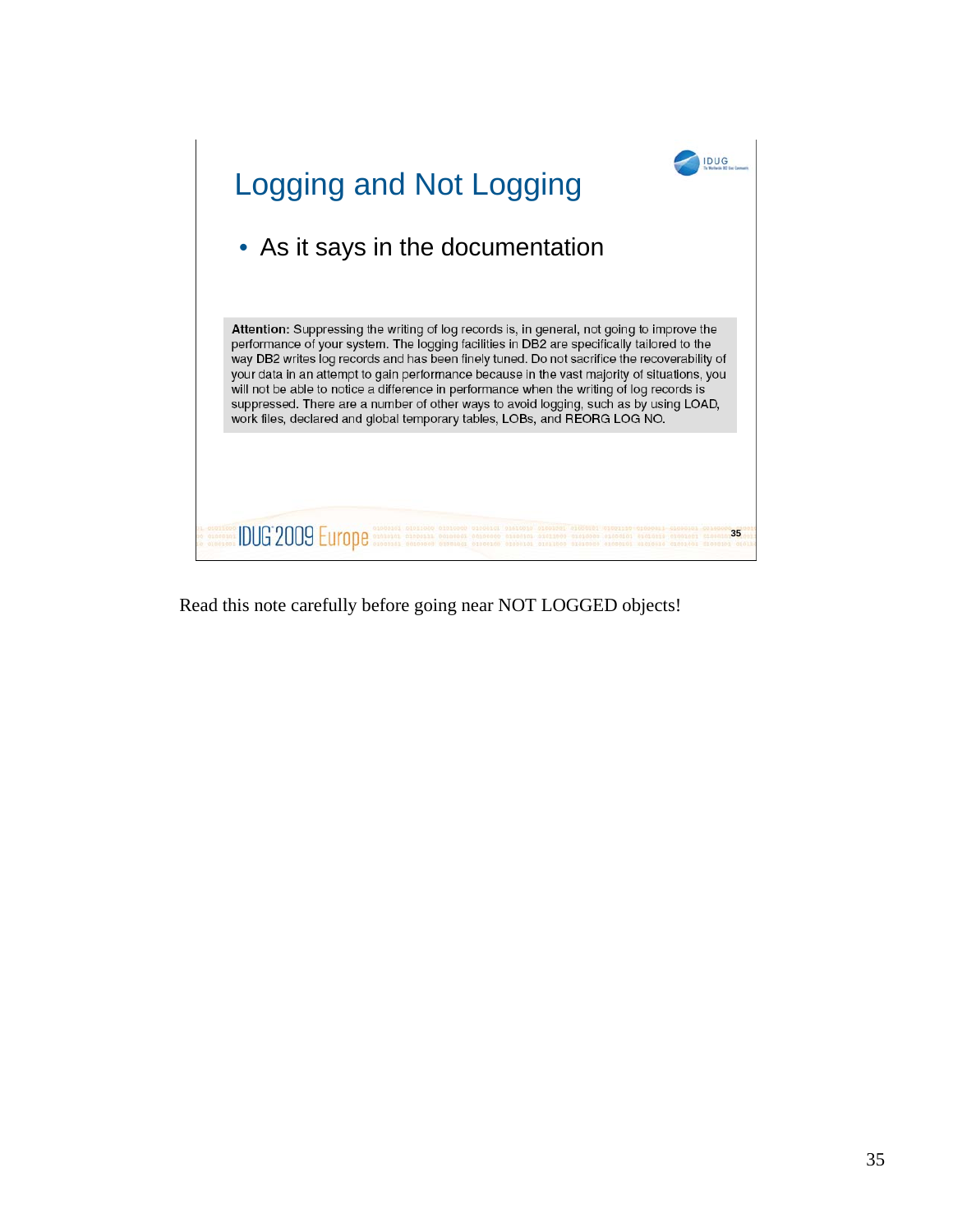## Logging and Not Logging

- As it says in the documentation

**Attention:** Suppressing the writing of log records is, in general, not going to improve the performance of your system. The logging facilities in DB2 are specifically tailored to the way DB2 writes log records and has been finely tuned. Do not sacrifice the recoverability of your data in an attempt to gain performance because in the vast majority of situations, you will not be able to notice a difference in performance when the writing of log records is suppressed. There are a number of other ways to avoid logging, such as by using LOAD, work files, declared and global temporary tables, LOBs, and REORG LOG NO.

Read this note carefully before going near NOT LOGGED objects!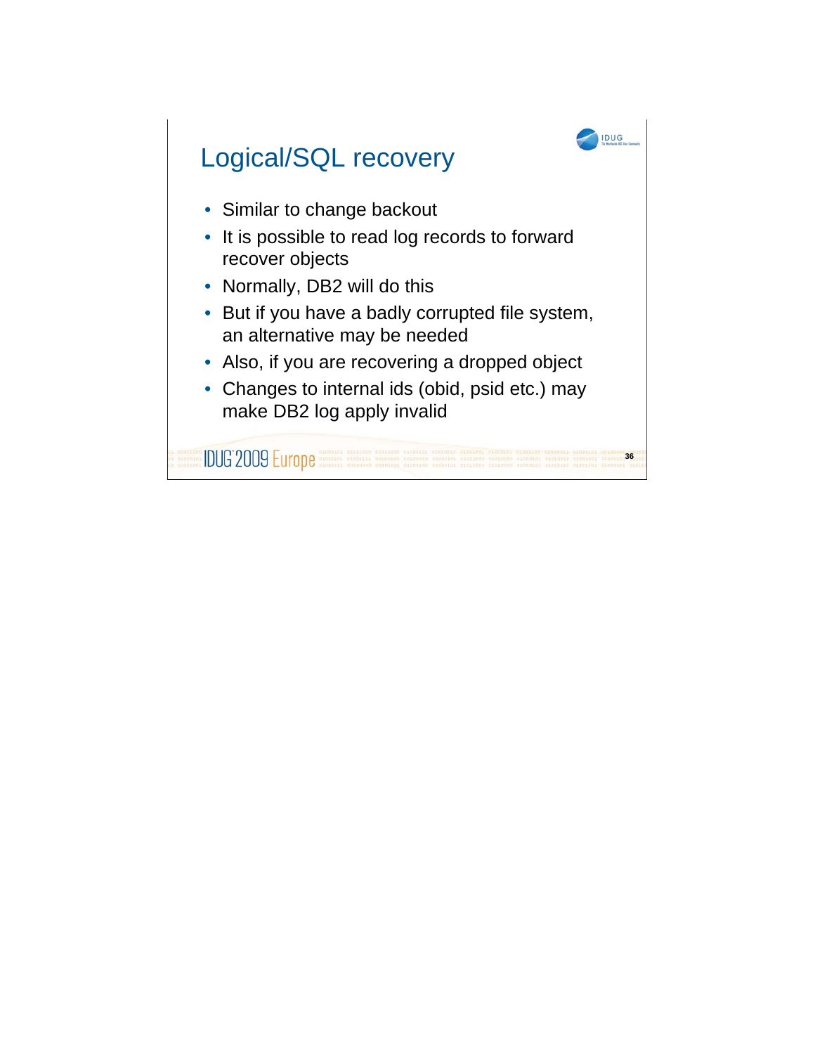# Logical/SQL recovery

- Similar to change backout
- It is possible to read log records to forward recover objects
- Normally, DB2 will do this
- But if you have a badly corrupted file system, an alternative may be needed
- Also, if you are recovering a dropped object
- Changes to internal ids (obid, psid etc.) may make DB2 log apply invalid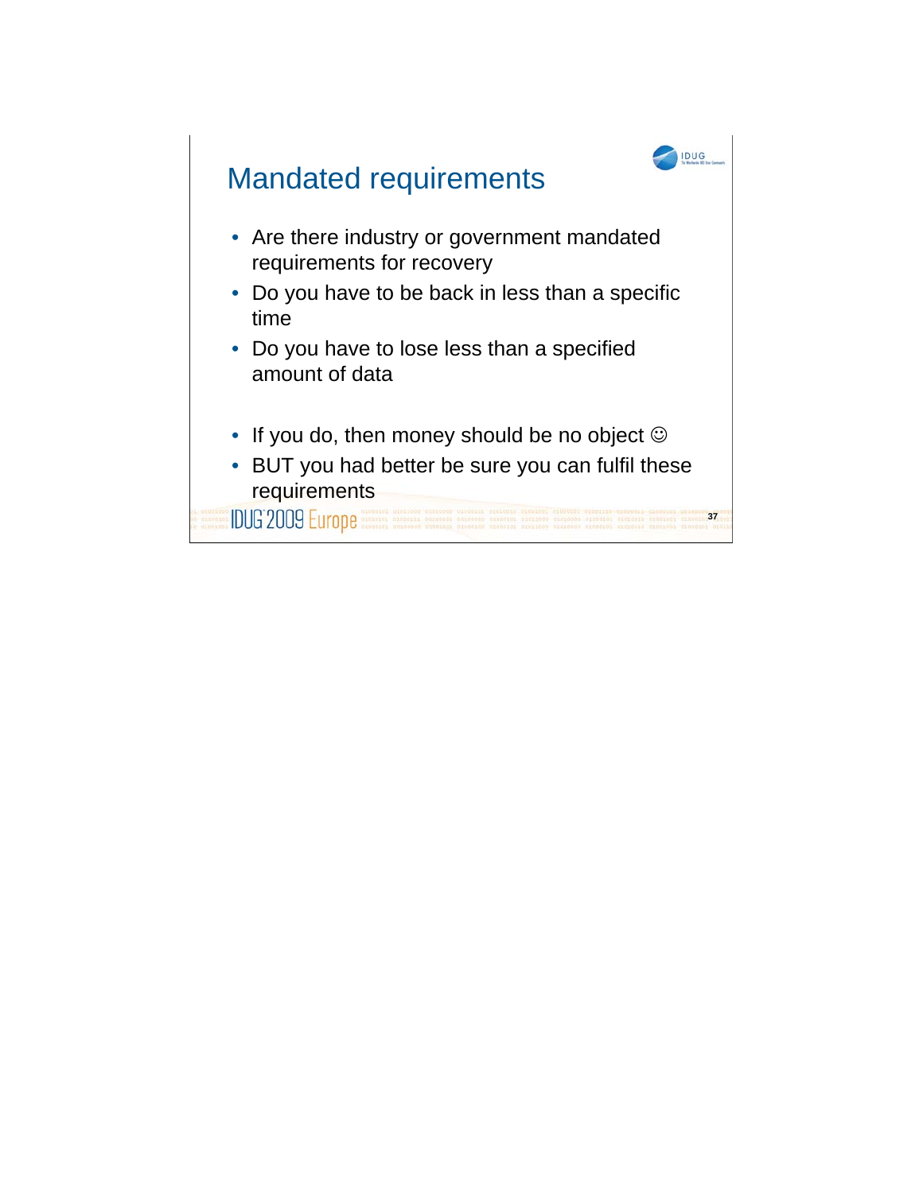# Mandated requirements

- Are there industry or government mandated requirements for recovery
- Do you have to be back in less than a specific time
- Do you have to lose less than a specified amount of data

- If you do, then money should be no object ☺
- BUT you had better be sure you can fulfil these requirements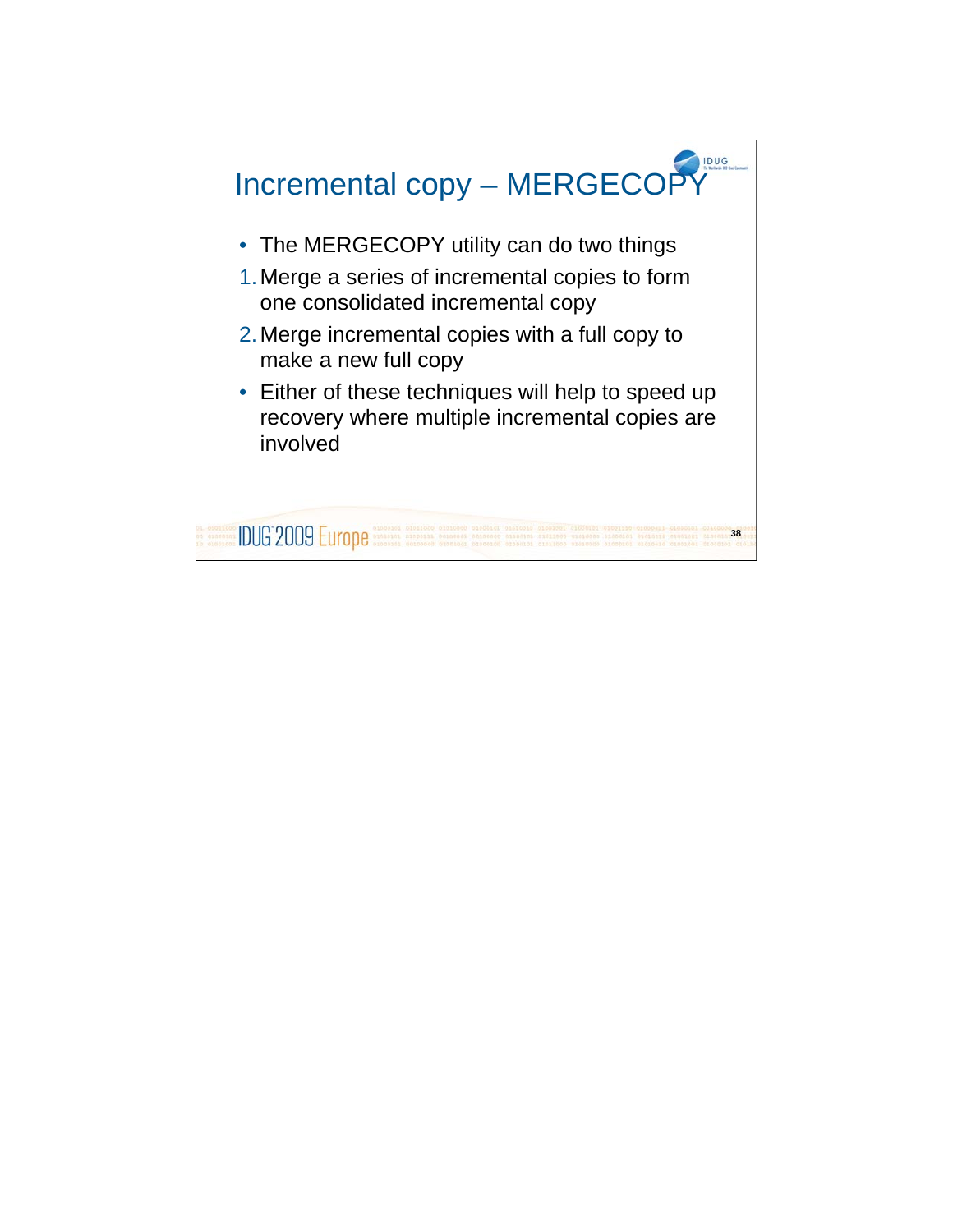# Incremental copy – MERGECOPY

- The MERGECOPY utility can do two things

1. Merge a series of incremental copies to form one consolidated incremental copy
2. Merge incremental copies with a full copy to make a new full copy

- Either of these techniques will help to speed up recovery where multiple incremental copies are involved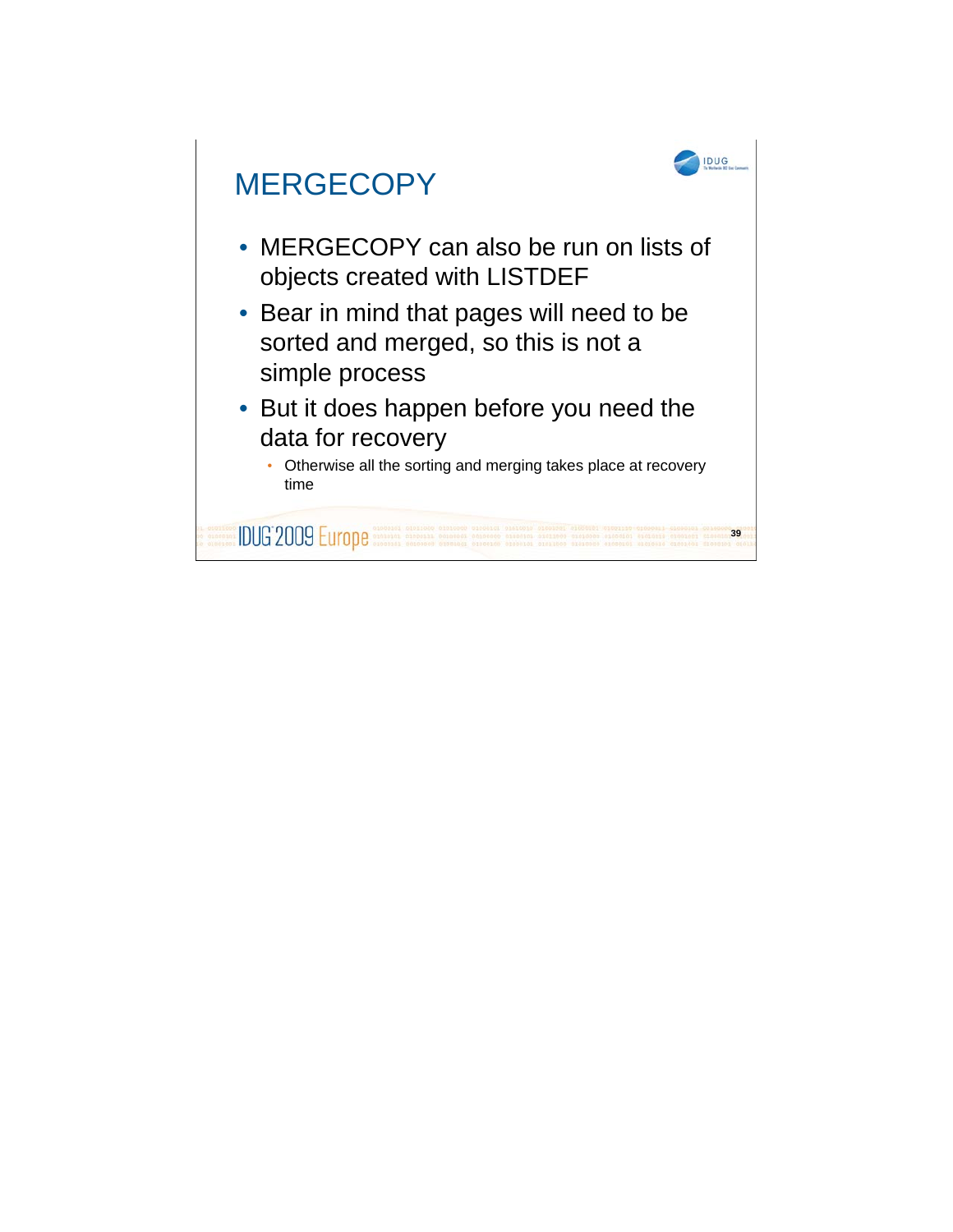# MERGECOPY

- MERGECOPY can also be run on lists of objects created with LISTDEF
- Bear in mind that pages will need to be sorted and merged, so this is not a simple process
- But it does happen before you need the data for recovery
  - Otherwise all the sorting and merging takes place at recovery time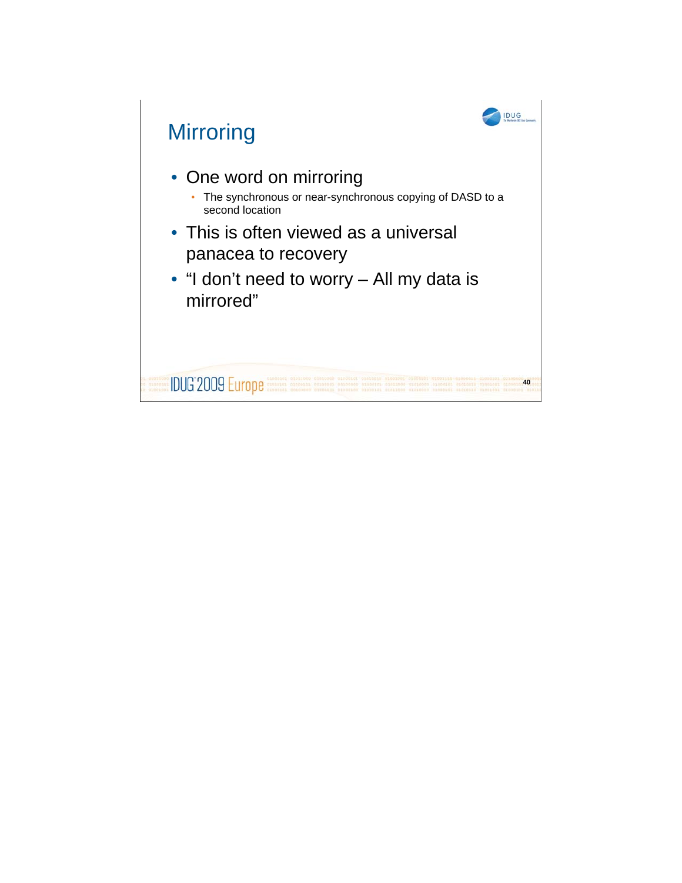# Mirroring

- One word on mirroring
  - The synchronous or near-synchronous copying of DASD to a second location
- This is often viewed as a universal panacea to recovery
- “I don’t need to worry – All my data is mirrored”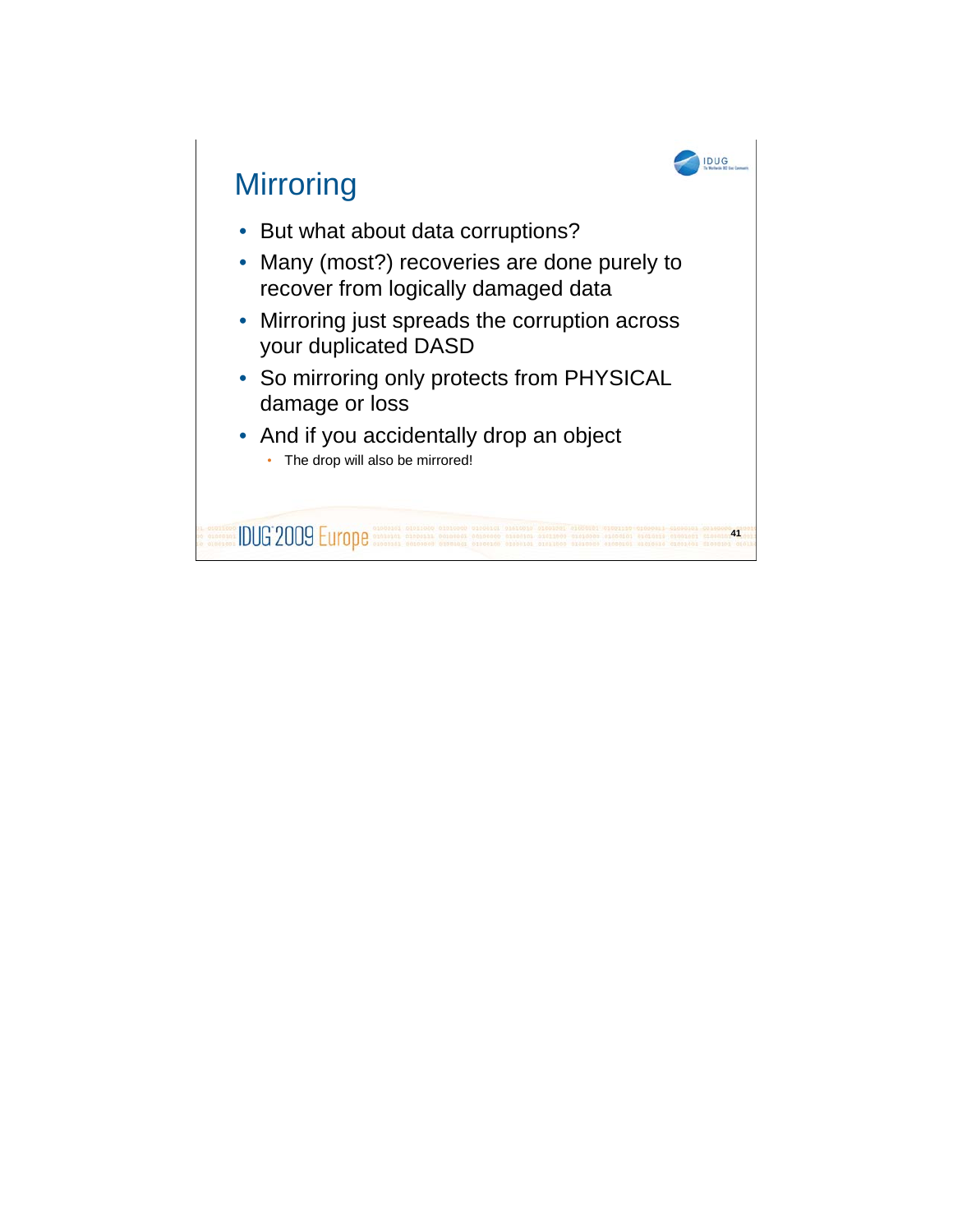# Mirroring

- But what about data corruptions?
- Many (most?) recoveries are done purely to recover from logically damaged data
- Mirroring just spreads the corruption across your duplicated DASD
- So mirroring only protects from PHYSICAL damage or loss
- And if you accidentally drop an object
  - The drop will also be mirrored!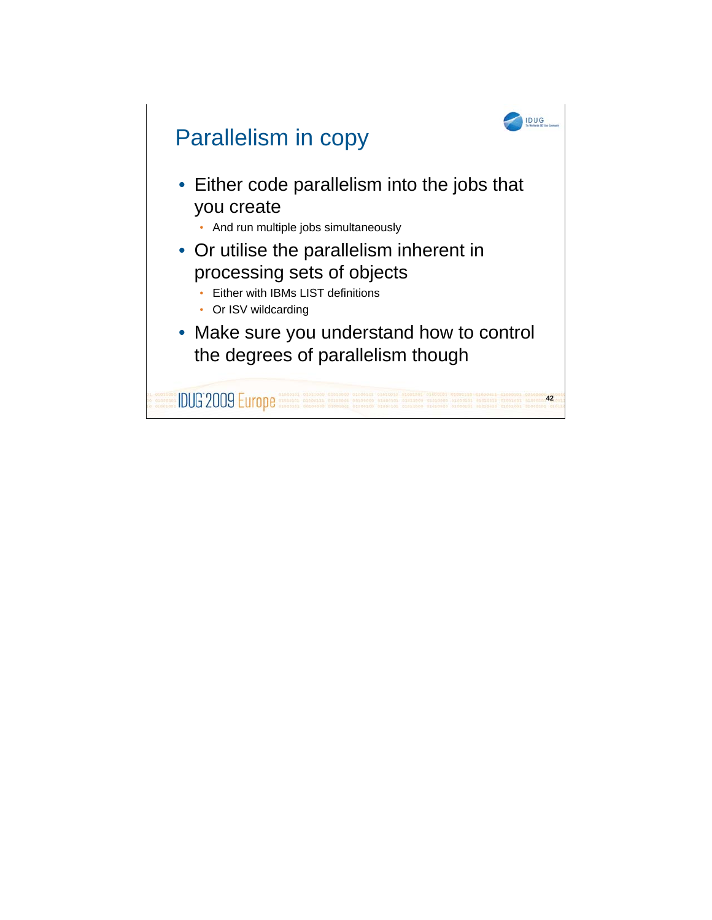# Parallelism in copy

- Either code parallelism into the jobs that you create
  - And run multiple jobs simultaneously
- Or utilise the parallelism inherent in processing sets of objects
  - Either with IBMs LIST definitions
  - Or ISV wildcarding
- Make sure you understand how to control the degrees of parallelism though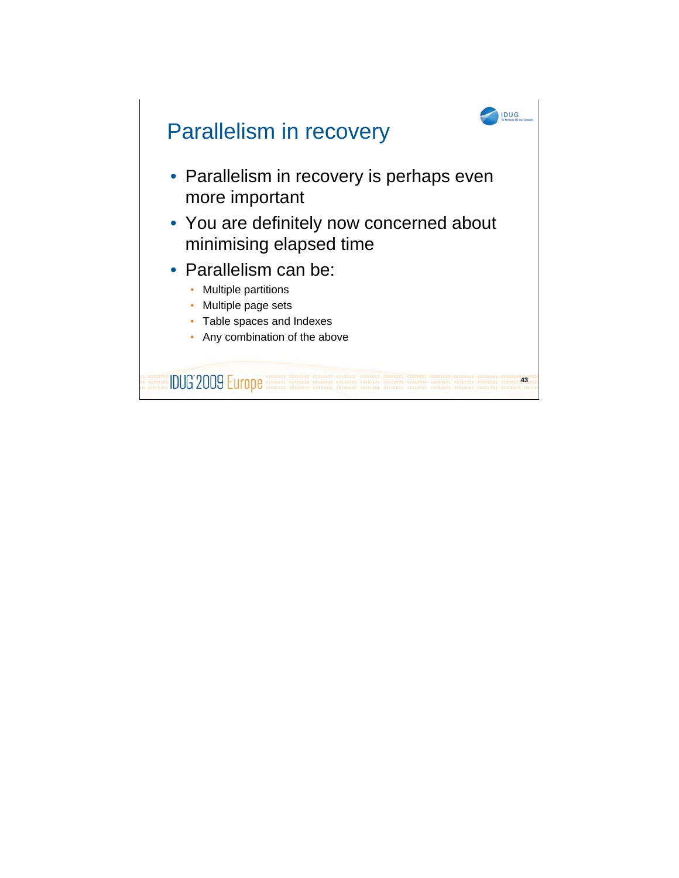# Parallelism in recovery

- Parallelism in recovery is perhaps even more important
- You are definitely now concerned about minimising elapsed time
- Parallelism can be:
  - Multiple partitions
  - Multiple page sets
  - Table spaces and Indexes
  - Any combination of the above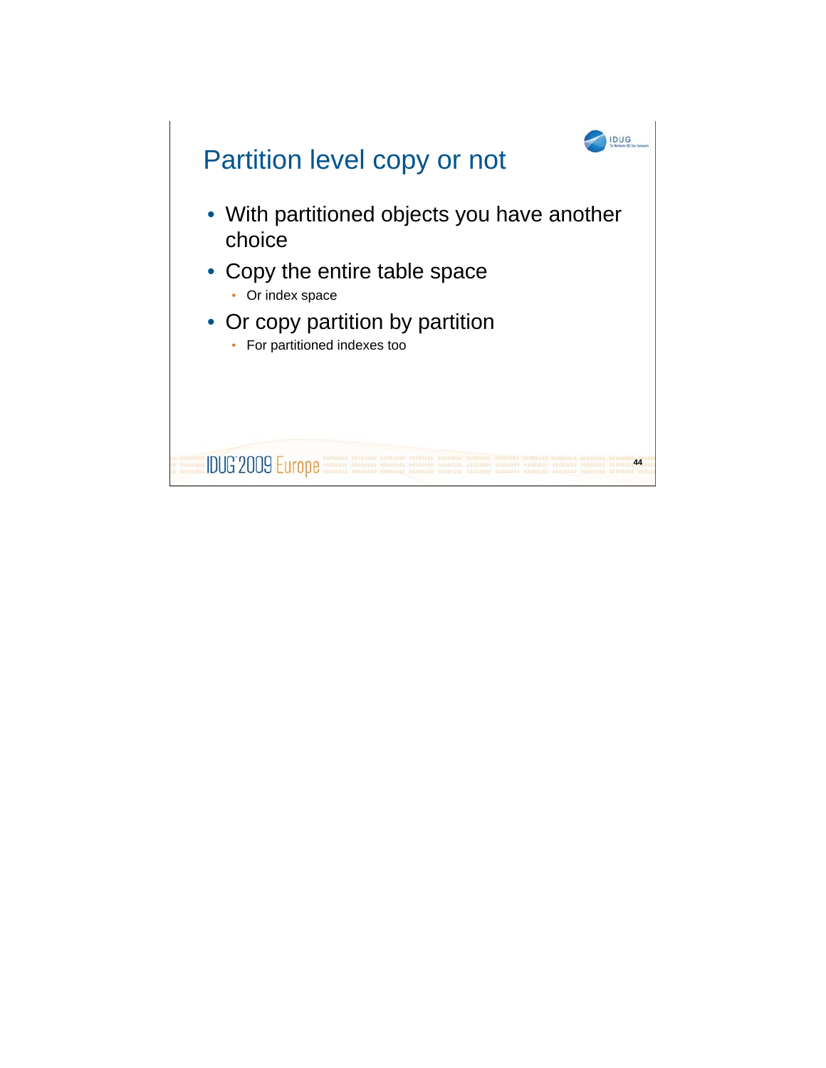# Partition level copy or not

- With partitioned objects you have another choice
- Copy the entire table space
  - Or index space
- Or copy partition by partition
  - For partitioned indexes too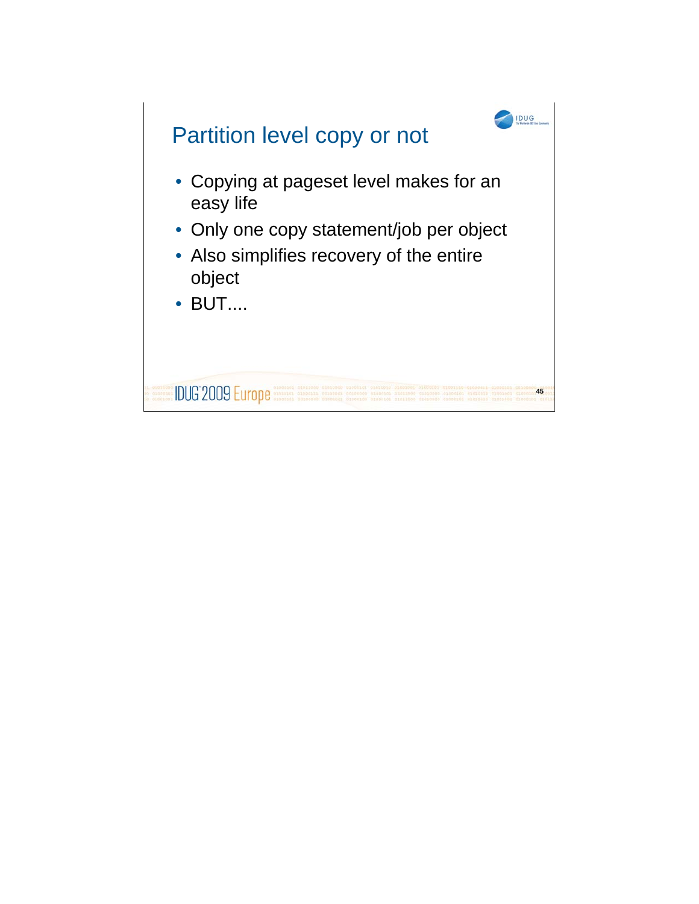# Partition level copy or not

- Copying at pageset level makes for an easy life
- Only one copy statement/job per object
- Also simplifies recovery of the entire object
- BUT....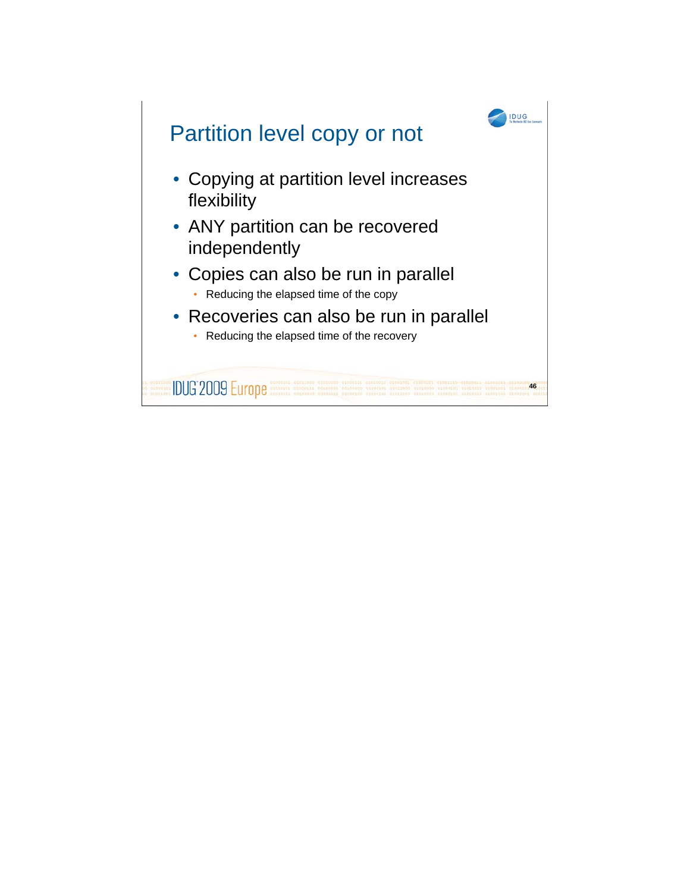# Partition level copy or not

- Copying at partition level increases flexibility
- ANY partition can be recovered independently
- Copies can also be run in parallel
  - Reducing the elapsed time of the copy
- Recoveries can also be run in parallel
  - Reducing the elapsed time of the recovery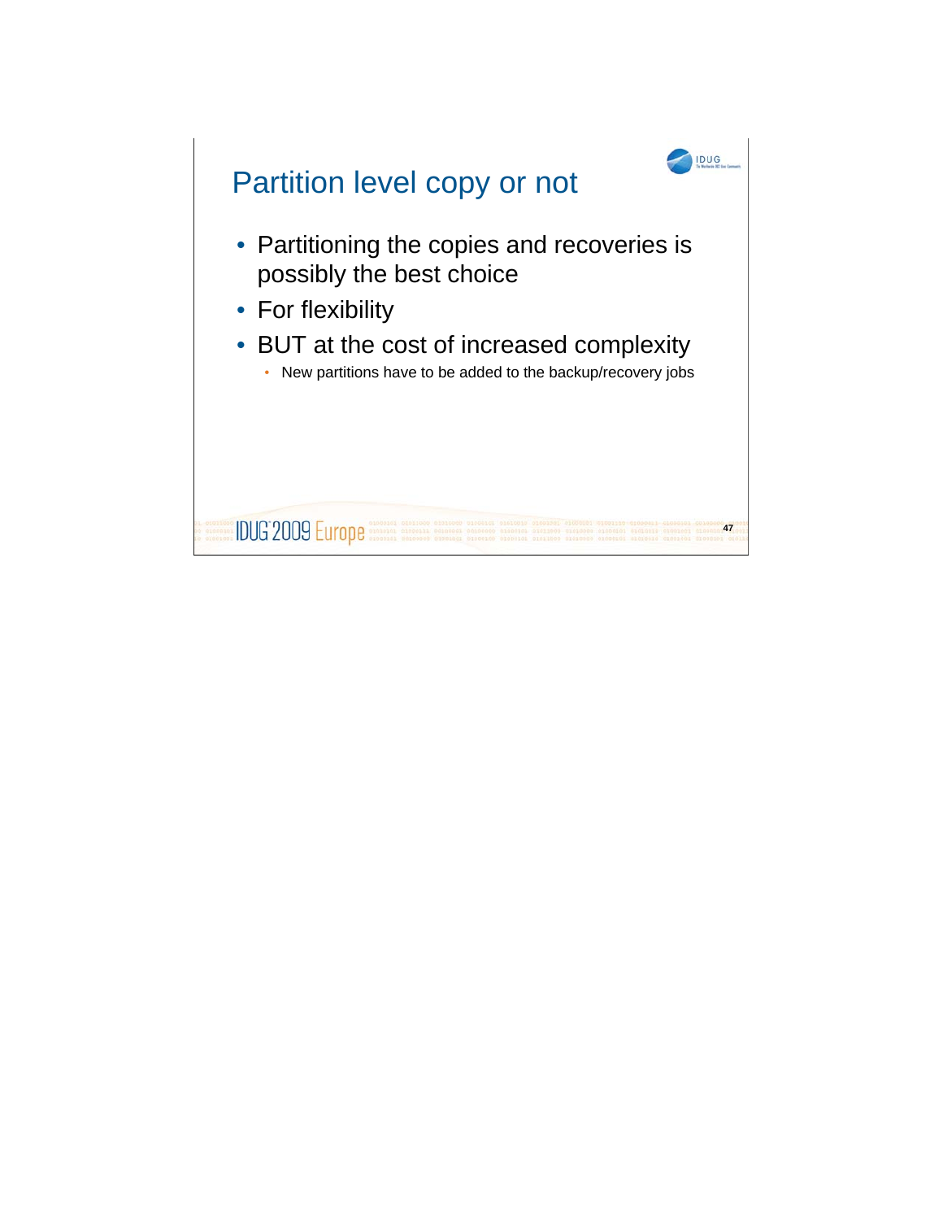# Partition level copy or not

- Partitioning the copies and recoveries is possibly the best choice
- For flexibility
- BUT at the cost of increased complexity
  - New partitions have to be added to the backup/recovery jobs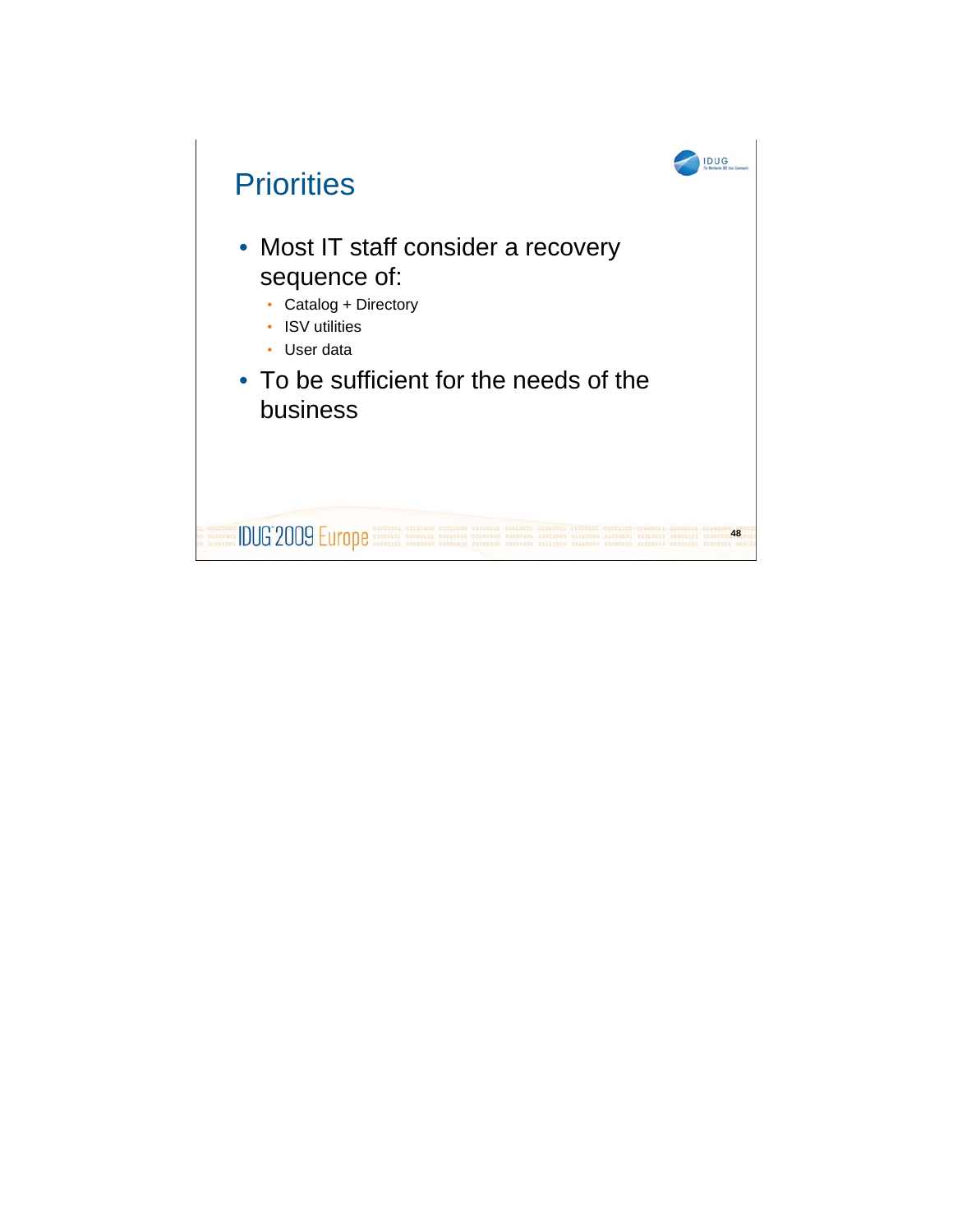## Priorities

- Most IT staff consider a recovery sequence of:
  - Catalog + Directory
  - ISV utilities
  - User data
- To be sufficient for the needs of the business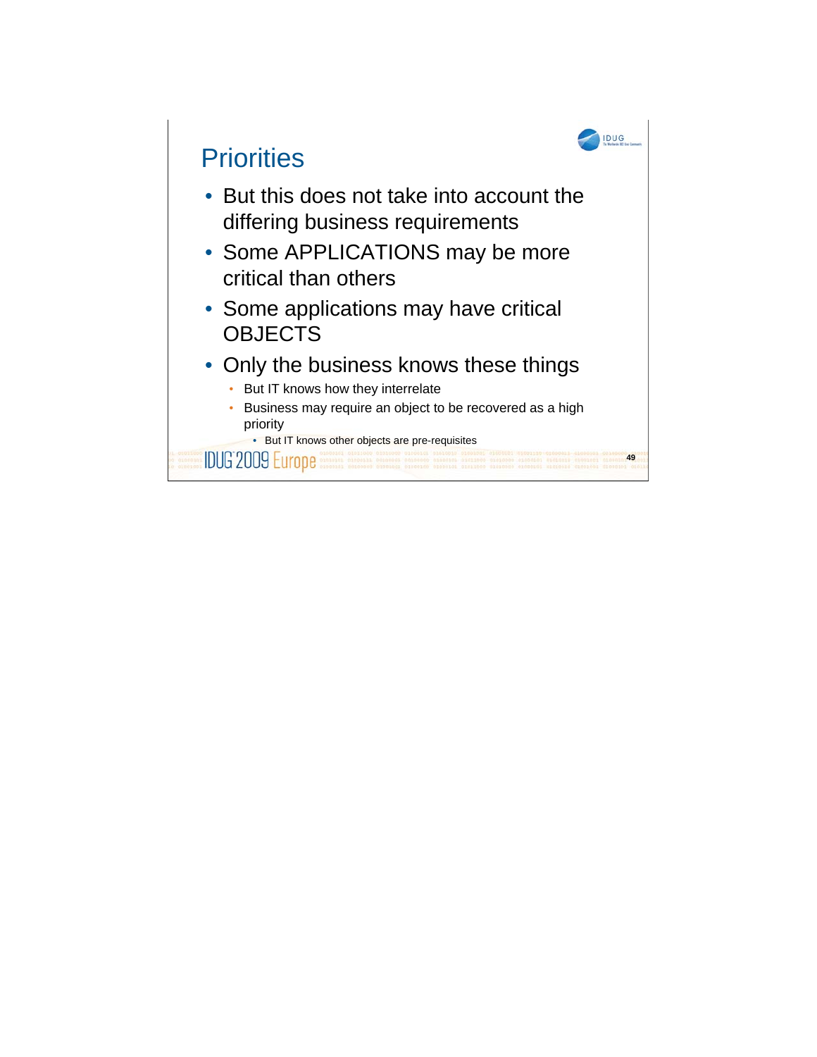# Priorities

- But this does not take into account the differing business requirements
- Some APPLICATIONS may be more critical than others
- Some applications may have critical OBJECTS
- Only the business knows these things
  - But IT knows how they interrelate
  - Business may require an object to be recovered as a high priority
    - But IT knows other objects are pre-requisites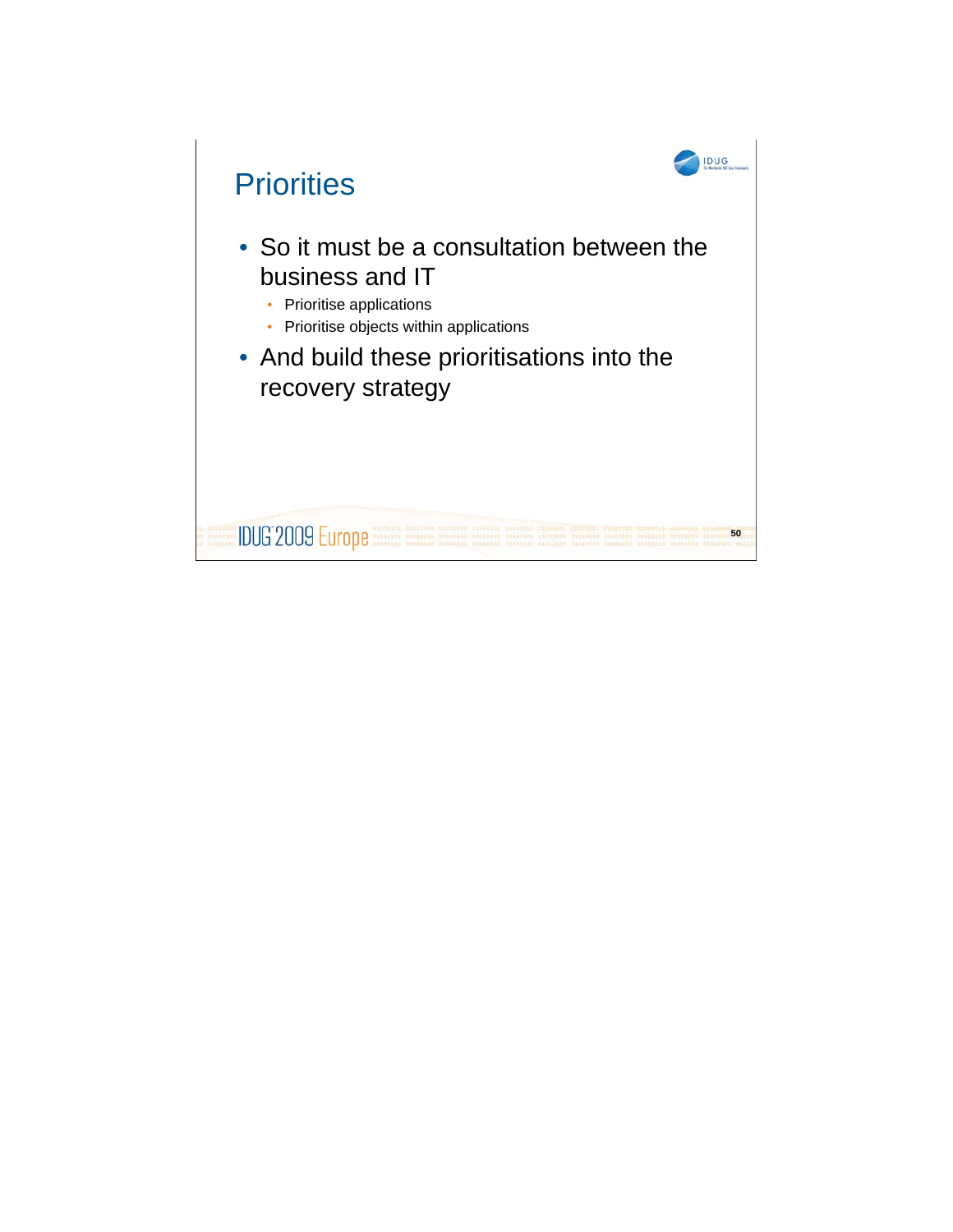# Priorities

- So it must be a consultation between the business and IT
  - Prioritise applications
  - Prioritise objects within applications
- And build these prioritisations into the recovery strategy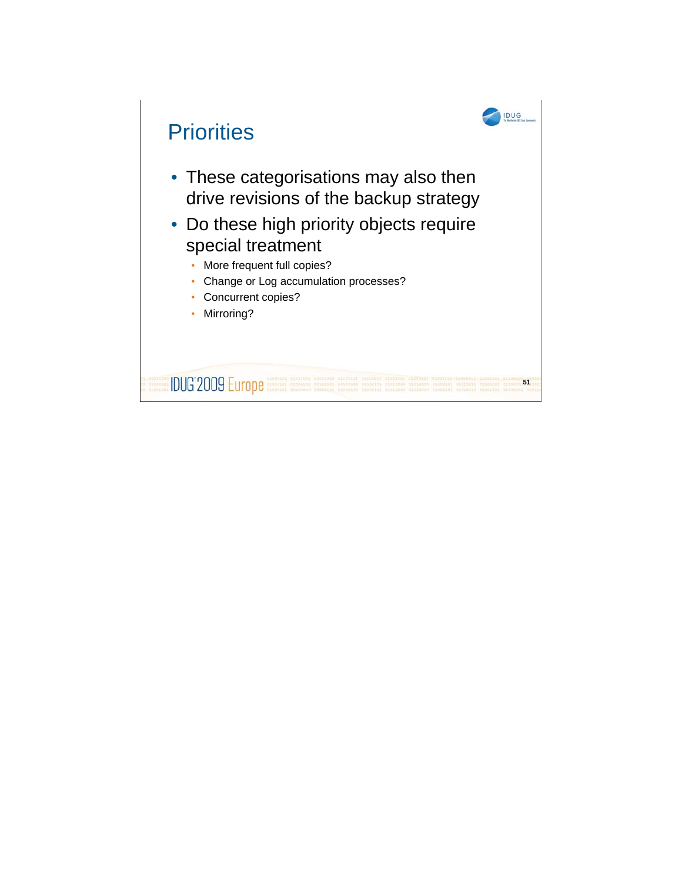# Priorities

- These categorisations may also then drive revisions of the backup strategy
- Do these high priority objects require special treatment
  - More frequent full copies?
  - Change or Log accumulation processes?
  - Concurrent copies?
  - Mirroring?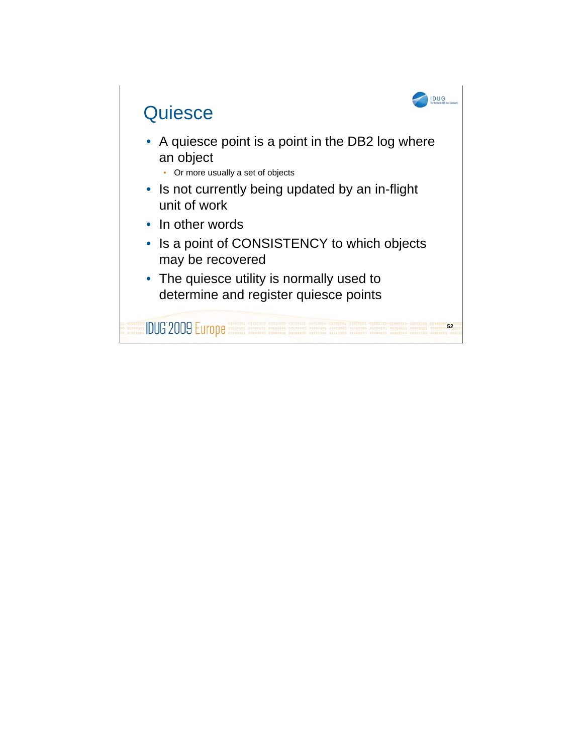# Quiesce

- A quiesce point is a point in the DB2 log where an object
  - Or more usually a set of objects
- Is not currently being updated by an in-flight unit of work
- In other words
- Is a point of CONSISTENCY to which objects may be recovered
- The quiesce utility is normally used to determine and register quiesce points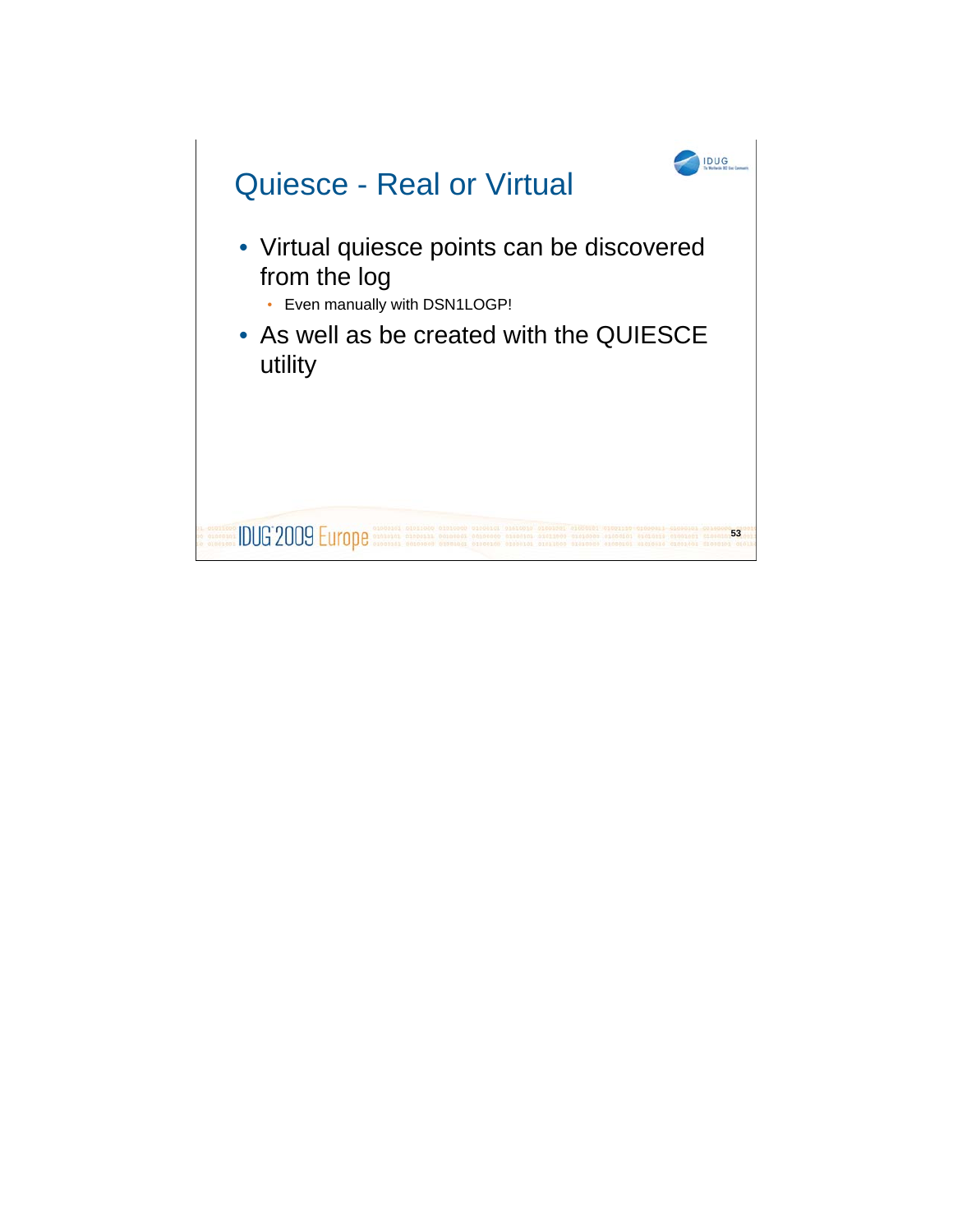# Quiesce - Real or Virtual

- Virtual quiesce points can be discovered from the log
  - Even manually with DSN1LOGP!
- As well as be created with the QUIESCE utility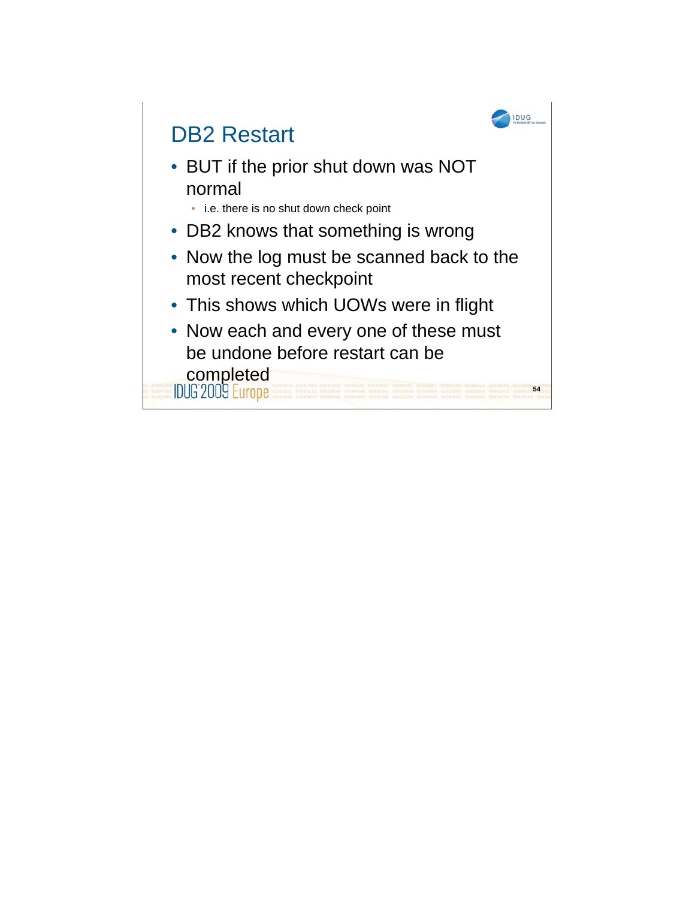# DB2 Restart

- BUT if the prior shut down was NOT normal
  - i.e. there is no shut down check point
- DB2 knows that something is wrong
- Now the log must be scanned back to the most recent checkpoint
- This shows which UOWs were in flight
- Now each and every one of these must be undone before restart can be completed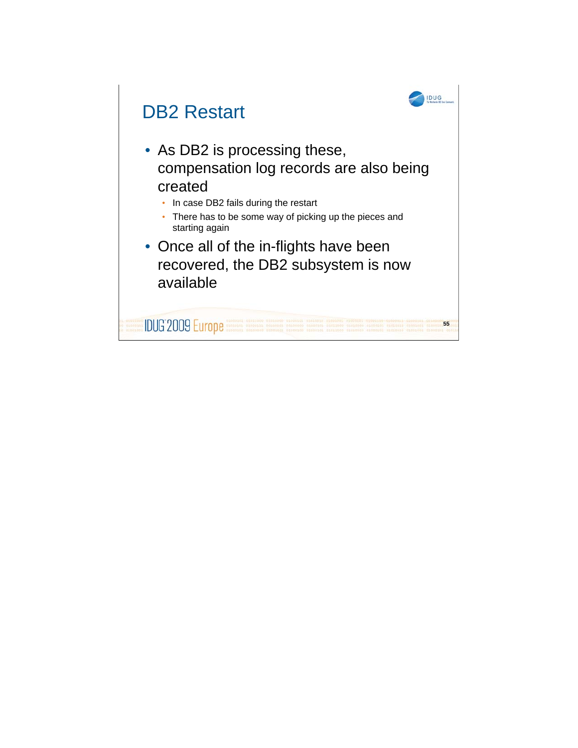# DB2 Restart

- As DB2 is processing these, compensation log records are also being created
  - In case DB2 fails during the restart
  - There has to be some way of picking up the pieces and starting again
- Once all of the in-flights have been recovered, the DB2 subsystem is now available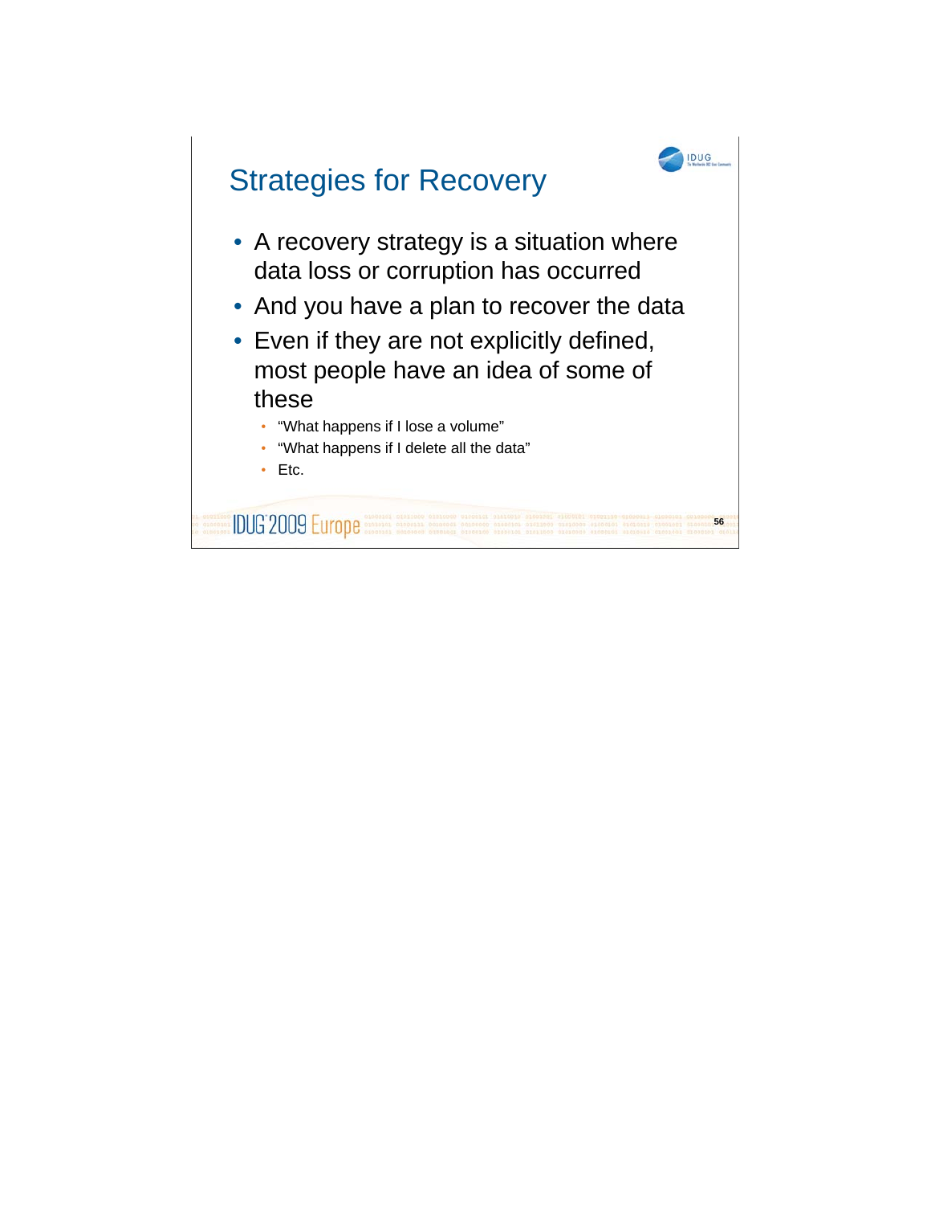# Strategies for Recovery

- A recovery strategy is a situation where data loss or corruption has occurred
- And you have a plan to recover the data
- Even if they are not explicitly defined, most people have an idea of some of these
  - "What happens if I lose a volume"
  - "What happens if I delete all the data"
  - Etc.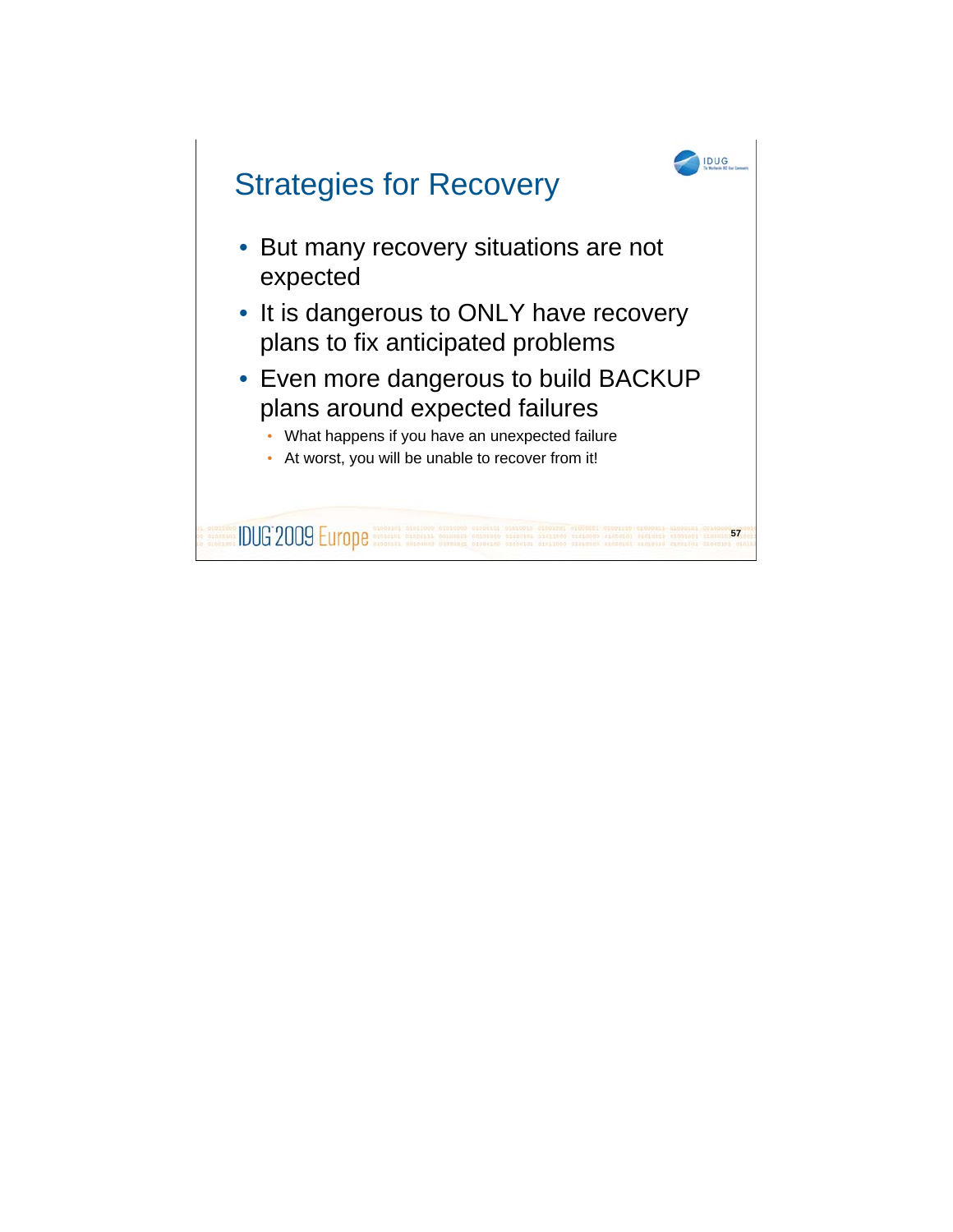# Strategies for Recovery

- But many recovery situations are not expected
- It is dangerous to ONLY have recovery plans to fix anticipated problems
- Even more dangerous to build BACKUP plans around expected failures
  - What happens if you have an unexpected failure
  - At worst, you will be unable to recover from it!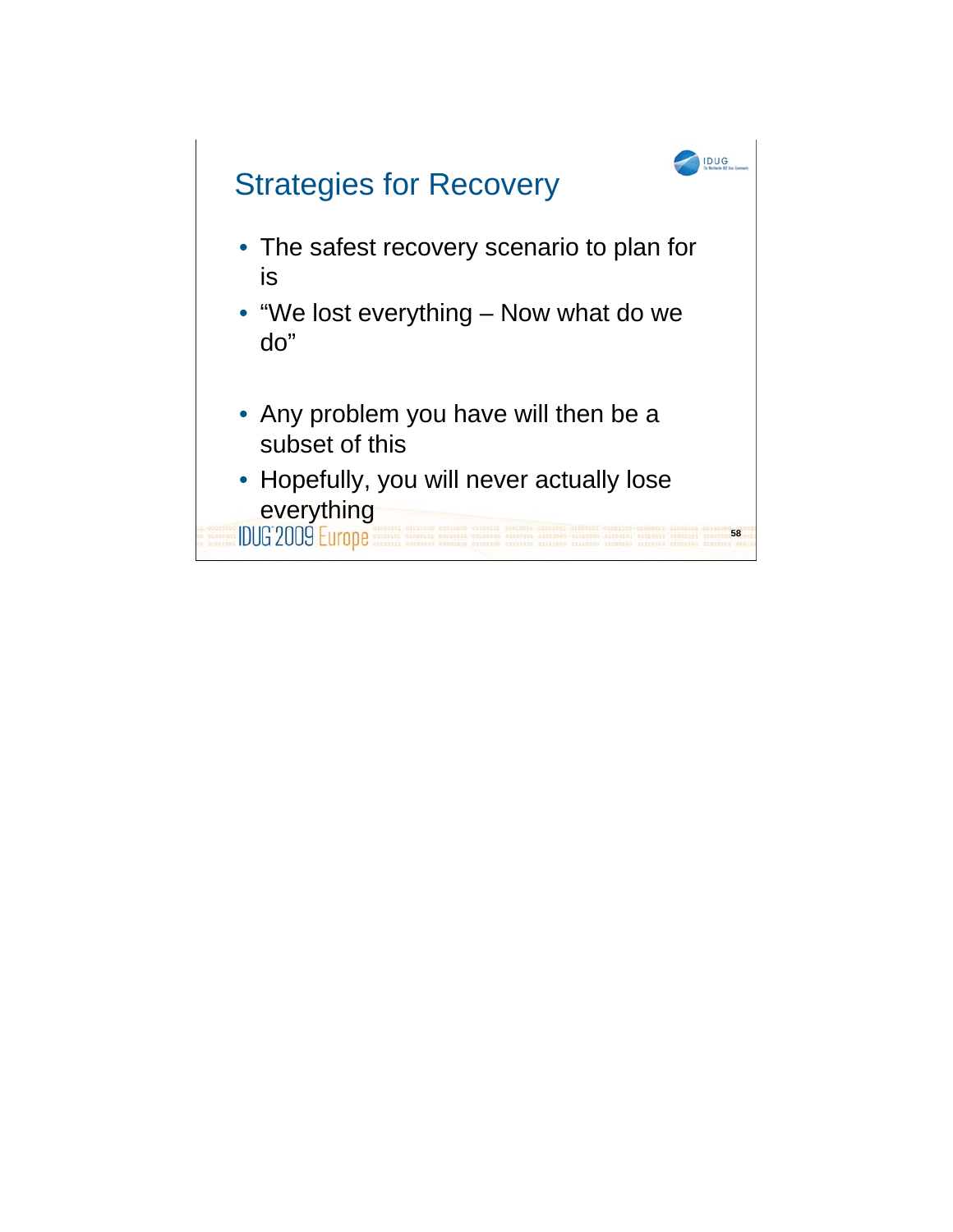# Strategies for Recovery

- The safest recovery scenario to plan for is
- “We lost everything – Now what do we do”

- Any problem you have will then be a subset of this
- Hopefully, you will never actually lose everything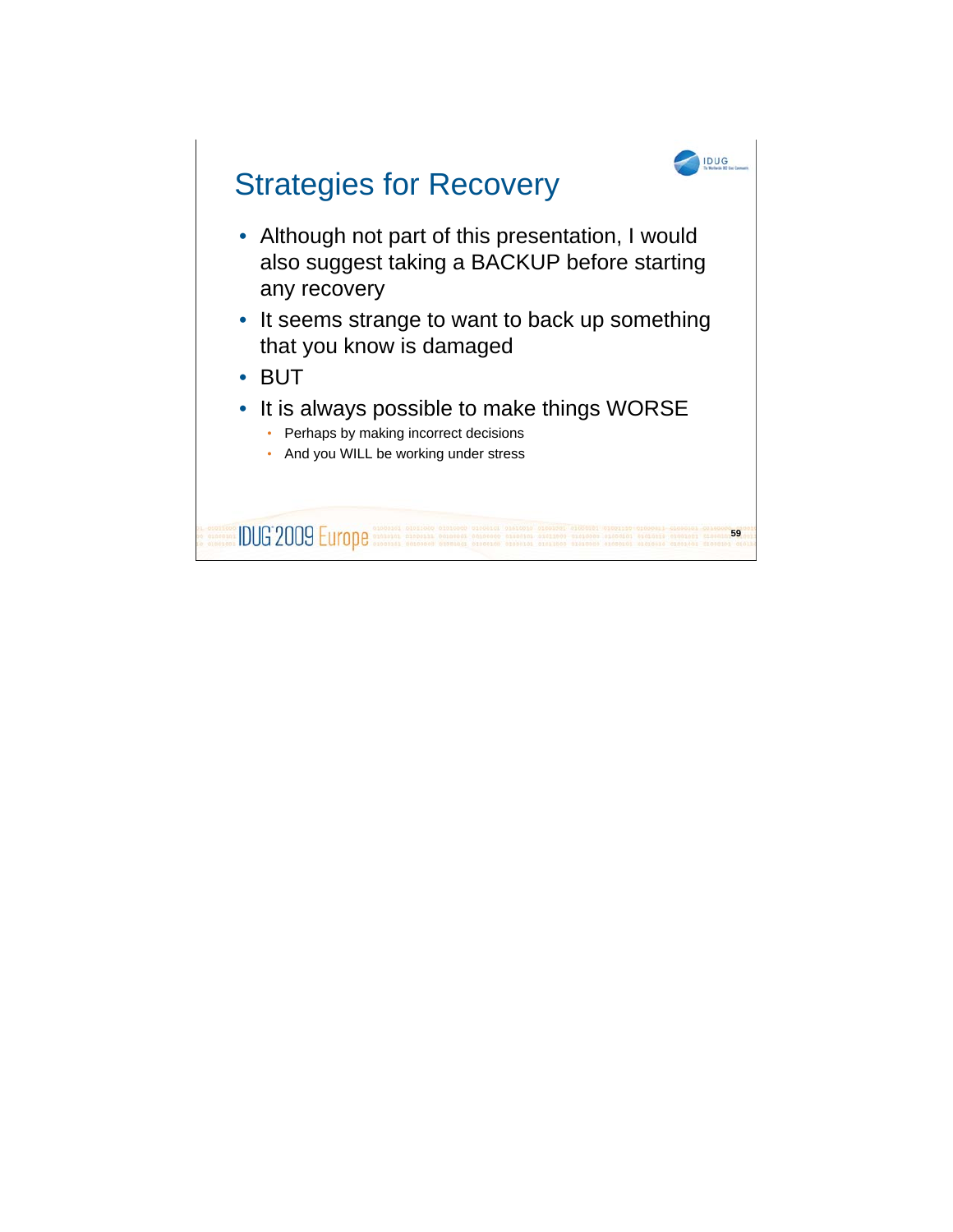# Strategies for Recovery

- Although not part of this presentation, I would also suggest taking a BACKUP before starting any recovery
- It seems strange to want to back up something that you know is damaged
- BUT
- It is always possible to make things WORSE
  - Perhaps by making incorrect decisions
  - And you WILL be working under stress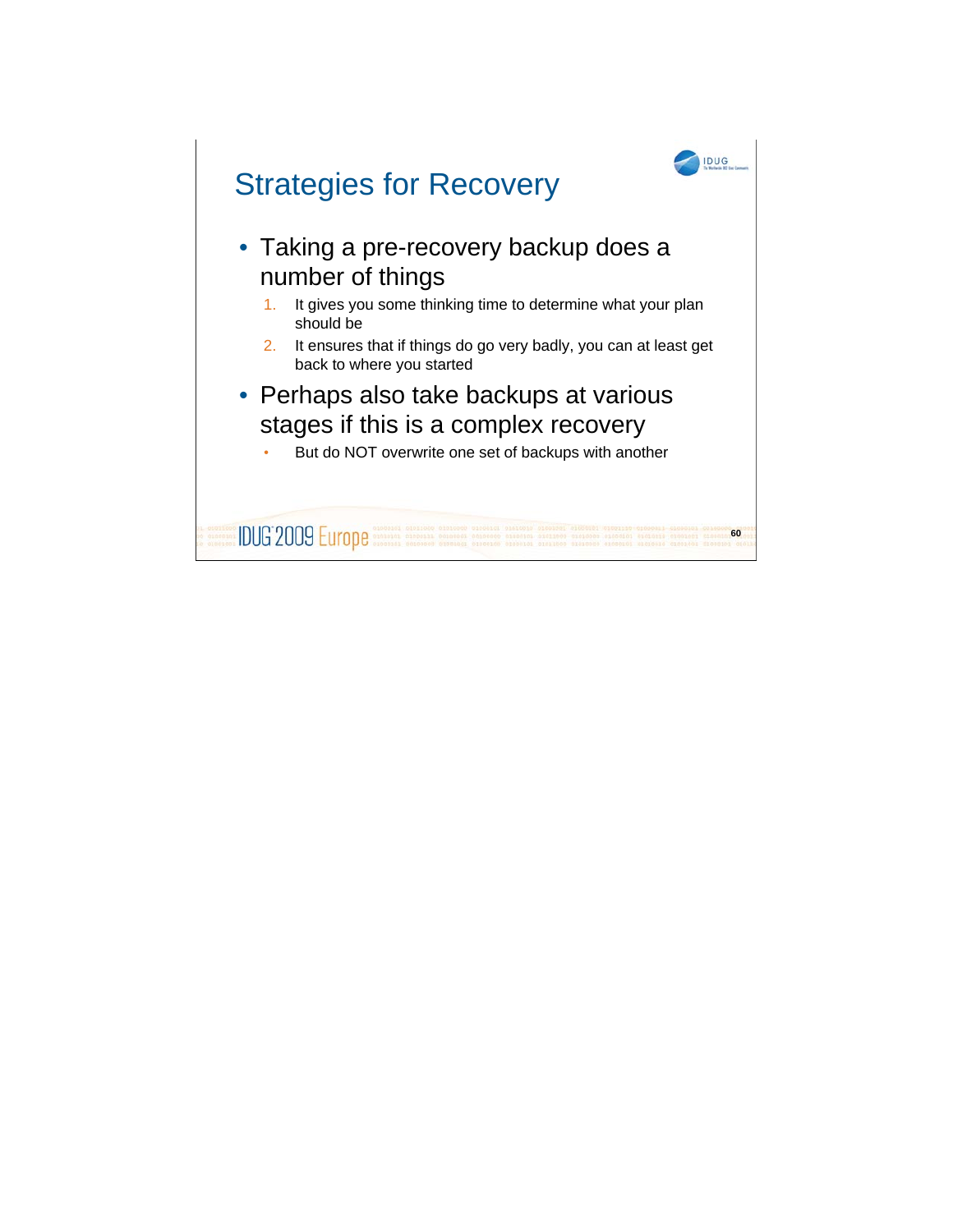# Strategies for Recovery

- Taking a pre-recovery backup does a number of things
  1. It gives you some thinking time to determine what your plan should be
  2. It ensures that if things do go very badly, you can at least get back to where you started
- Perhaps also take backups at various stages if this is a complex recovery
  - But do NOT overwrite one set of backups with another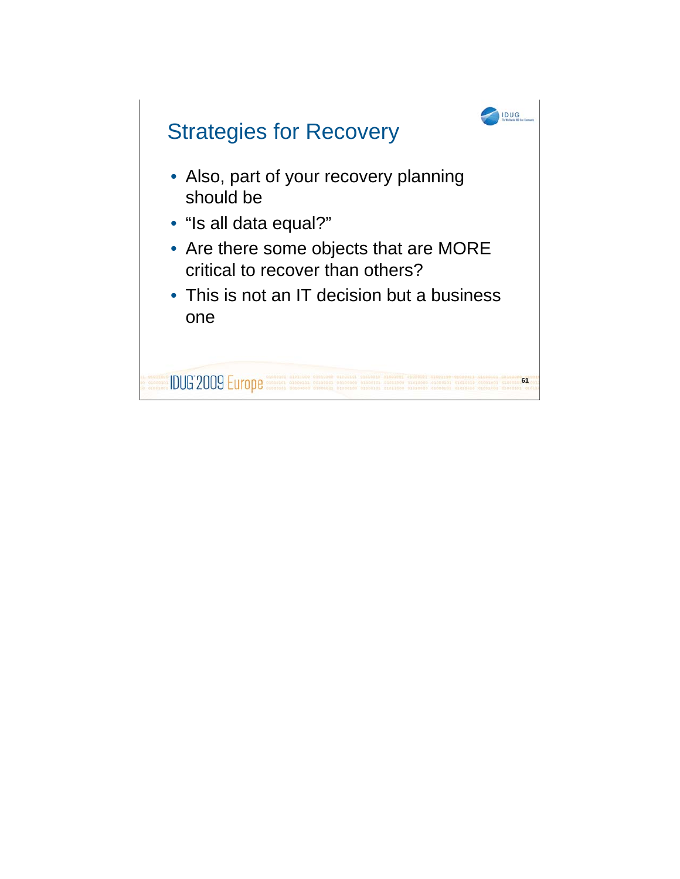# Strategies for Recovery

- Also, part of your recovery planning should be
- "Is all data equal?"
- Are there some objects that are MORE critical to recover than others?
- This is not an IT decision but a business one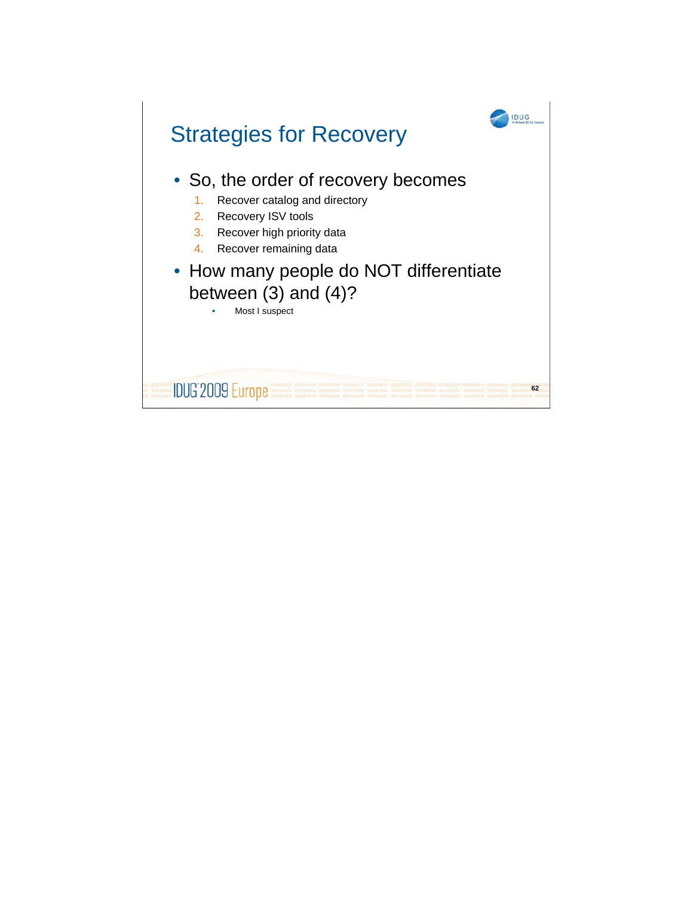# Strategies for Recovery

- So, the order of recovery becomes
  1. Recover catalog and directory
  2. Recovery ISV tools
  3. Recover high priority data
  4. Recover remaining data
- How many people do NOT differentiate between (3) and (4)?
  - Most I suspect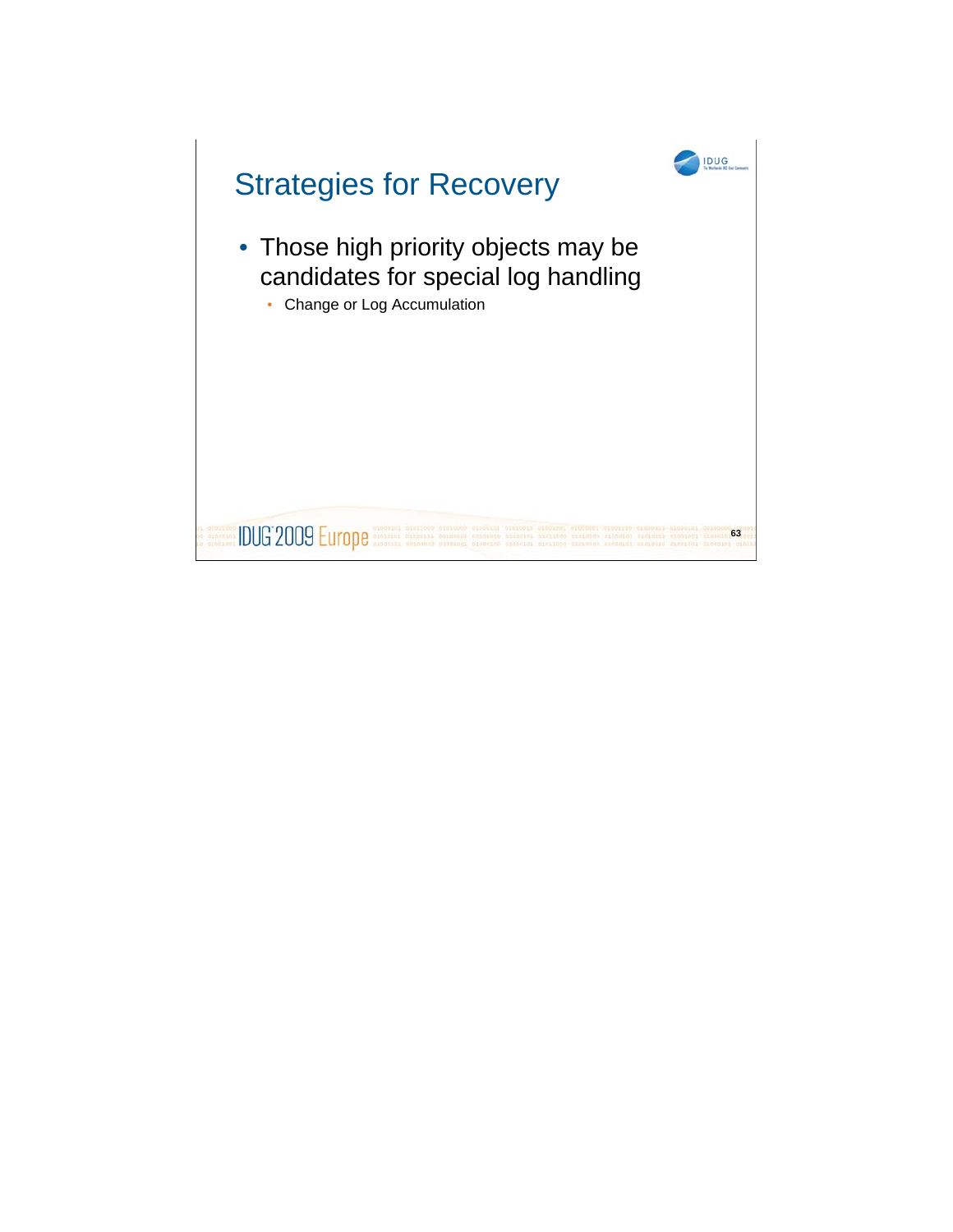# Strategies for Recovery

- Those high priority objects may be candidates for special log handling
  - Change or Log Accumulation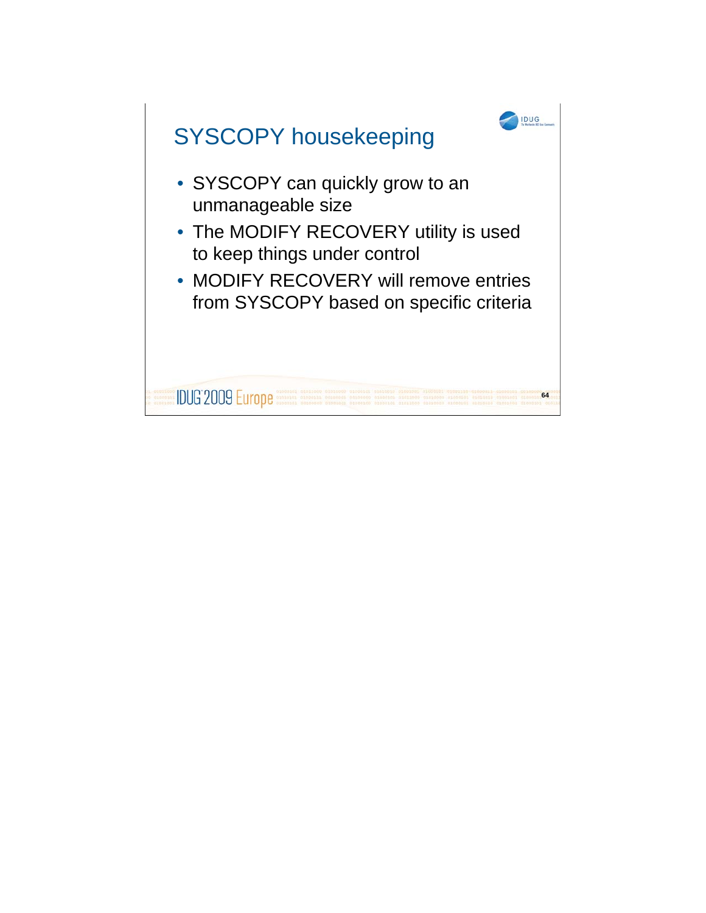# SYSCOPY housekeeping

- SYSCOPY can quickly grow to an unmanageable size
- The MODIFY RECOVERY utility is used to keep things under control
- MODIFY RECOVERY will remove entries from SYSCOPY based on specific criteria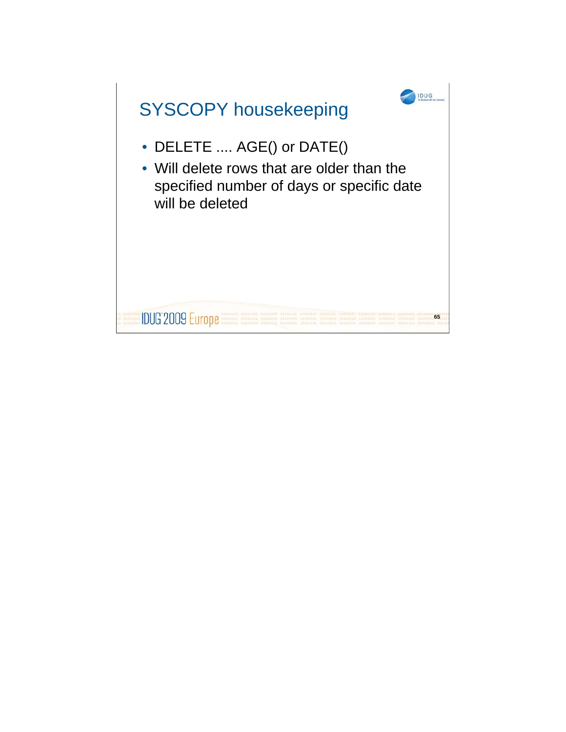# SYSCOPY housekeeping

- DELETE .... AGE() or DATE()
- Will delete rows that are older than the specified number of days or specific date will be deleted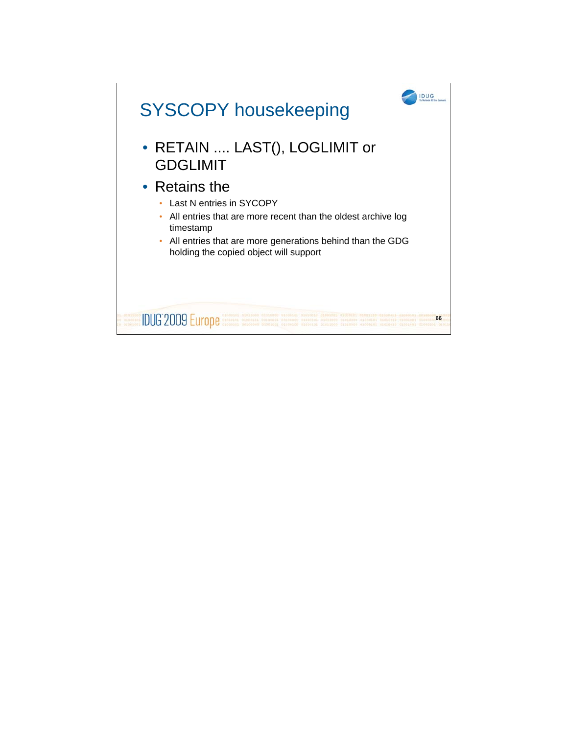# SYSCOPY housekeeping

- RETAIN .... LAST(), LOGLIMIT or GDGLIMIT
- Retains the
  - Last N entries in SYCOPY
  - All entries that are more recent than the oldest archive log timestamp
  - All entries that are more generations behind than the GDG holding the copied object will support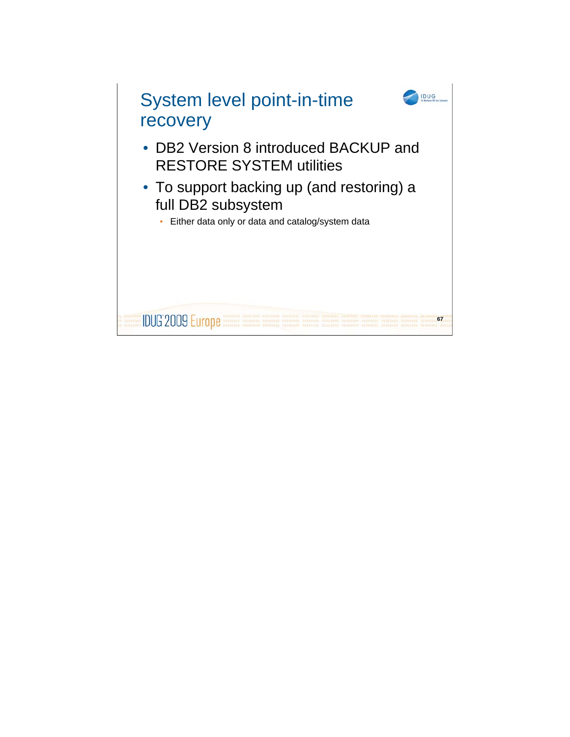# System level point-in-time recovery

- DB2 Version 8 introduced BACKUP and RESTORE SYSTEM utilities
- To support backing up (and restoring) a full DB2 subsystem
  - Either data only or data and catalog/system data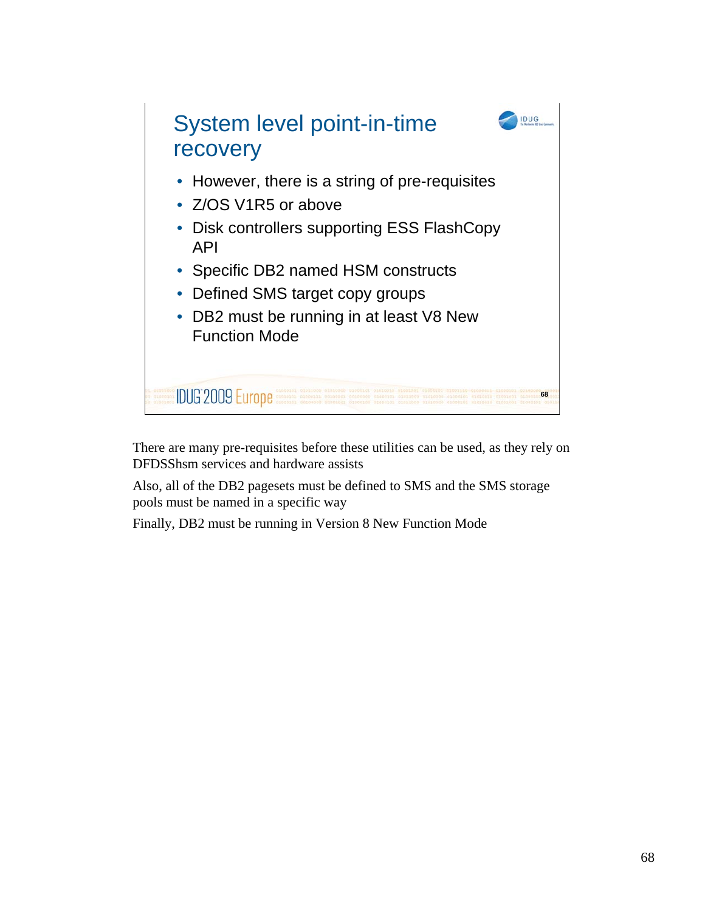## System level point-in-time recovery

- However, there is a string of pre-requisites
- Z/OS V1R5 or above
- Disk controllers supporting ESS FlashCopy API
- Specific DB2 named HSM constructs
- Defined SMS target copy groups
- DB2 must be running in at least V8 New Function Mode

There are many pre-requisites before these utilities can be used, as they rely on DFDSShsm services and hardware assists

Also, all of the DB2 pagesets must be defined to SMS and the SMS storage pools must be named in a specific way

Finally, DB2 must be running in Version 8 New Function Mode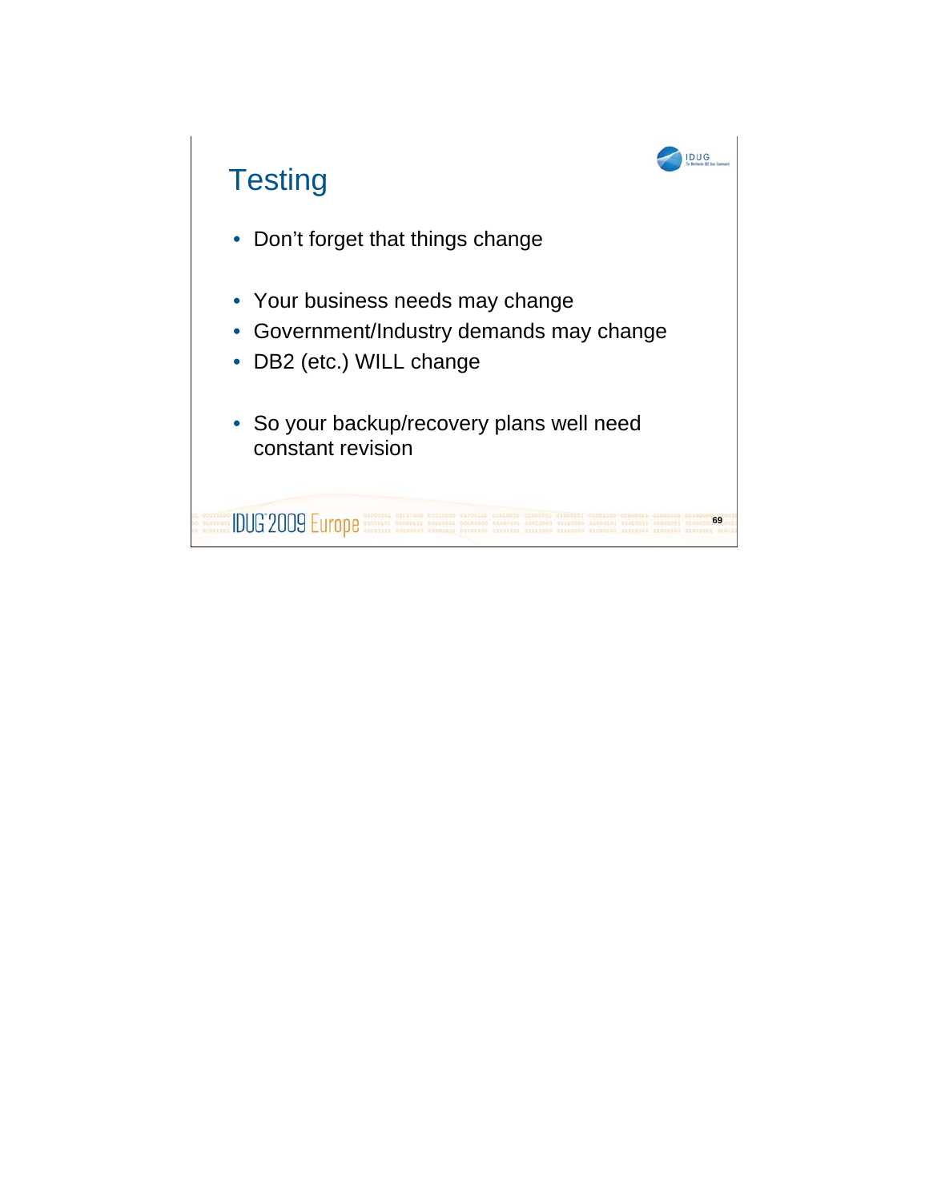# Testing

- Don't forget that things change

- Your business needs may change
- Government/Industry demands may change
- DB2 (etc.) WILL change

- So your backup/recovery plans well need constant revision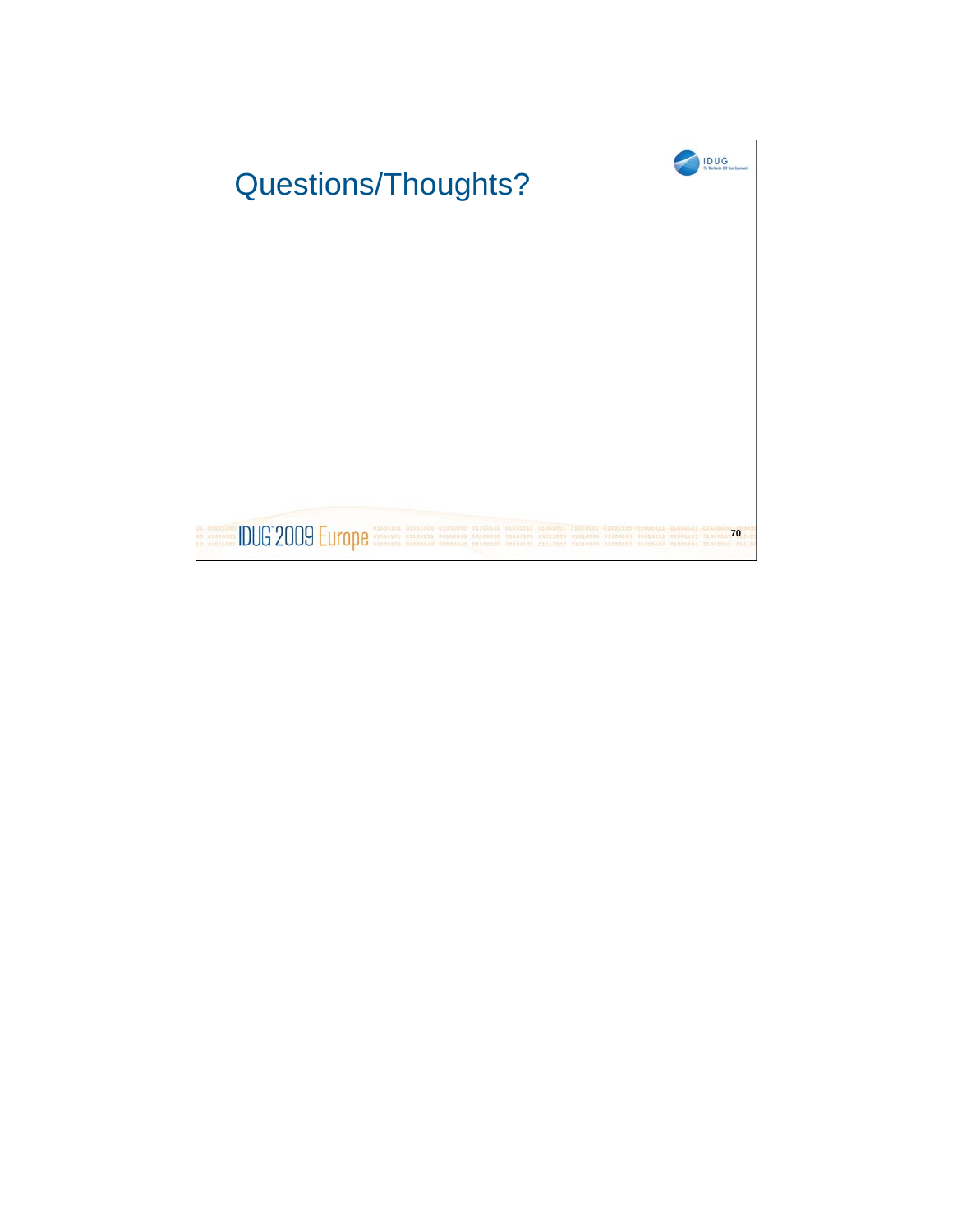# Questions/Thoughts?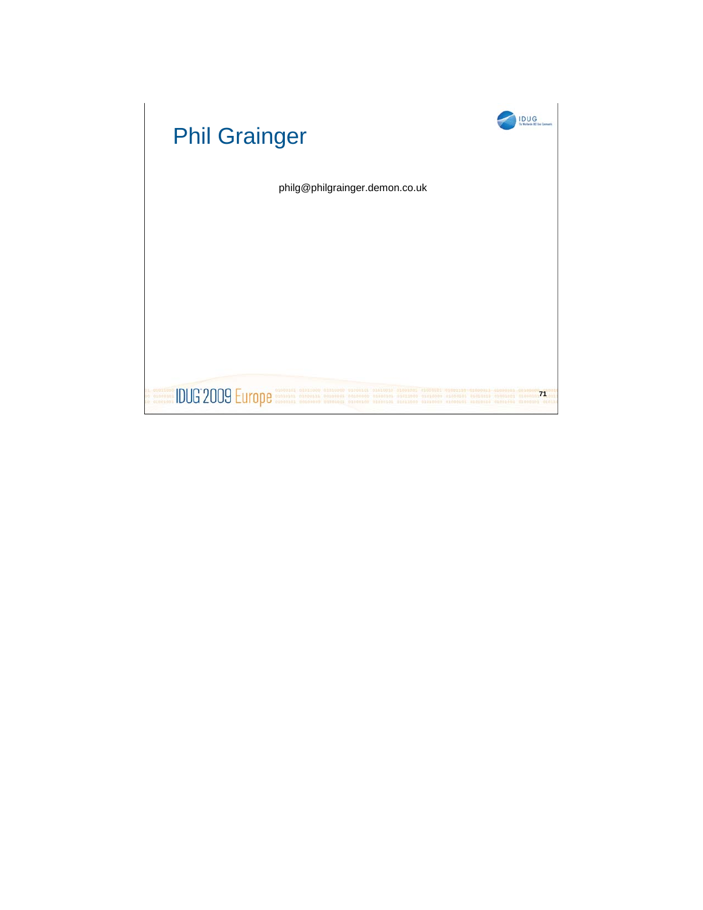# Phil Grainger

philg@philgrainger.demon.co.uk